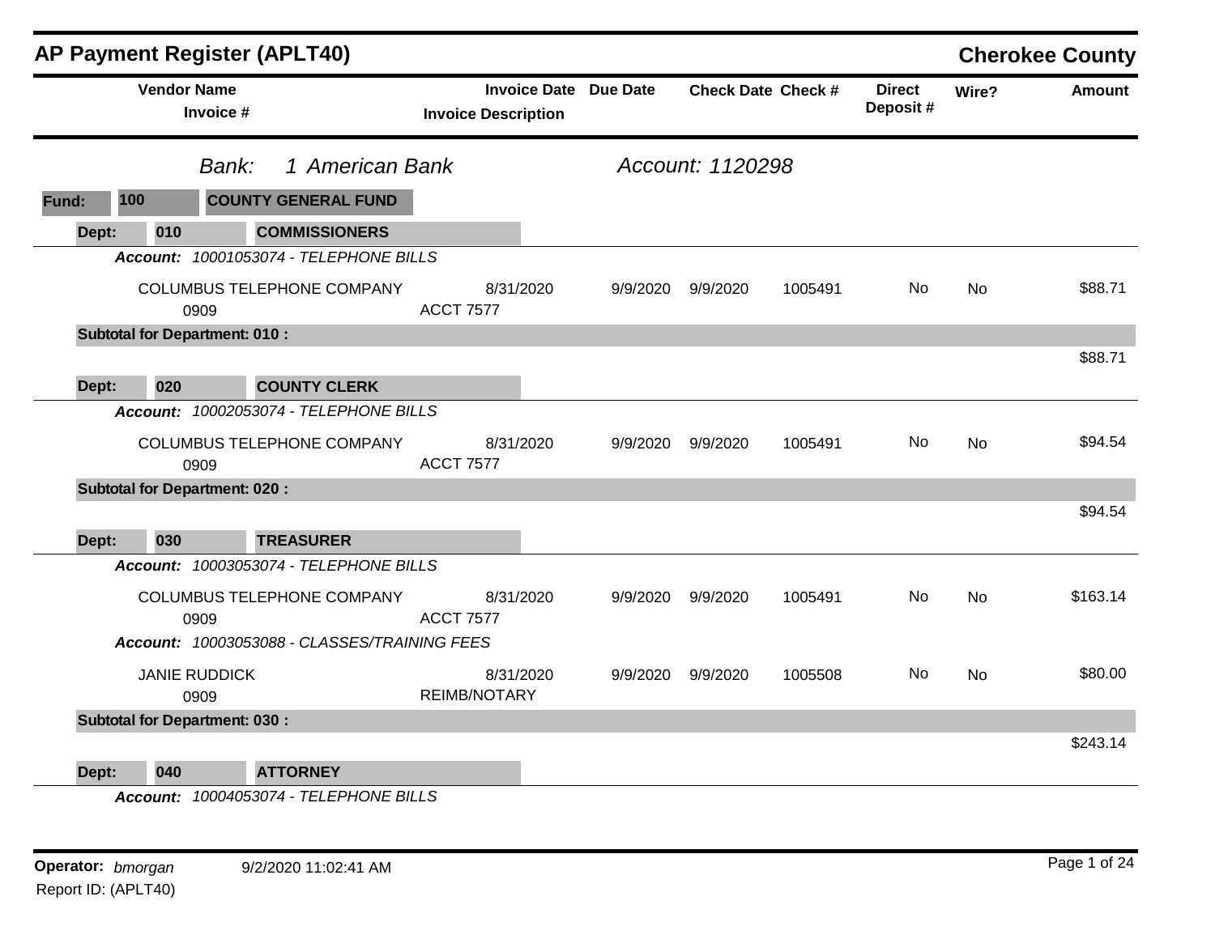# AP Payment Register (APLT40)

**Cherokee County**

*Bank:* *1 American Bank* — *Account: 1120298*

**Fund: 100 — COUNTY GENERAL FUND**

| Vendor Name / Invoice # | Invoice Date / Invoice Description | Due Date | Check Date | Check # | Direct Deposit # | Wire? | Amount |
|---|---|---|---|---|---|---|---|
| **Dept: 010 — COMMISSIONERS** | | | | | | | |
| ***Account:*** *10001053074 - TELEPHONE BILLS* | | | | | | | |
| COLUMBUS TELEPHONE COMPANY<br>0909 | 8/31/2020<br>ACCT 7577 | 9/9/2020 | 9/9/2020 | 1005491 | No | No | $88.71 |
| **Subtotal for Department: 010 :** | | | | | | | $88.71 |
| **Dept: 020 — COUNTY CLERK** | | | | | | | |
| ***Account:*** *10002053074 - TELEPHONE BILLS* | | | | | | | |
| COLUMBUS TELEPHONE COMPANY<br>0909 | 8/31/2020<br>ACCT 7577 | 9/9/2020 | 9/9/2020 | 1005491 | No | No | $94.54 |
| **Subtotal for Department: 020 :** | | | | | | | $94.54 |
| **Dept: 030 — TREASURER** | | | | | | | |
| ***Account:*** *10003053074 - TELEPHONE BILLS* | | | | | | | |
| COLUMBUS TELEPHONE COMPANY<br>0909 | 8/31/2020<br>ACCT 7577 | 9/9/2020 | 9/9/2020 | 1005491 | No | No | $163.14 |
| ***Account:*** *10003053088 - CLASSES/TRAINING FEES* | | | | | | | |
| JANIE RUDDICK<br>0909 | 8/31/2020<br>REIMB/NOTARY | 9/9/2020 | 9/9/2020 | 1005508 | No | No | $80.00 |
| **Subtotal for Department: 030 :** | | | | | | | $243.14 |
| **Dept: 040 — ATTORNEY** | | | | | | | |
| ***Account:*** *10004053074 - TELEPHONE BILLS* | | | | | | | |

**Operator:** *bmorgan* 9/2/2020 11:02:41 AM

Report ID: (APLT40)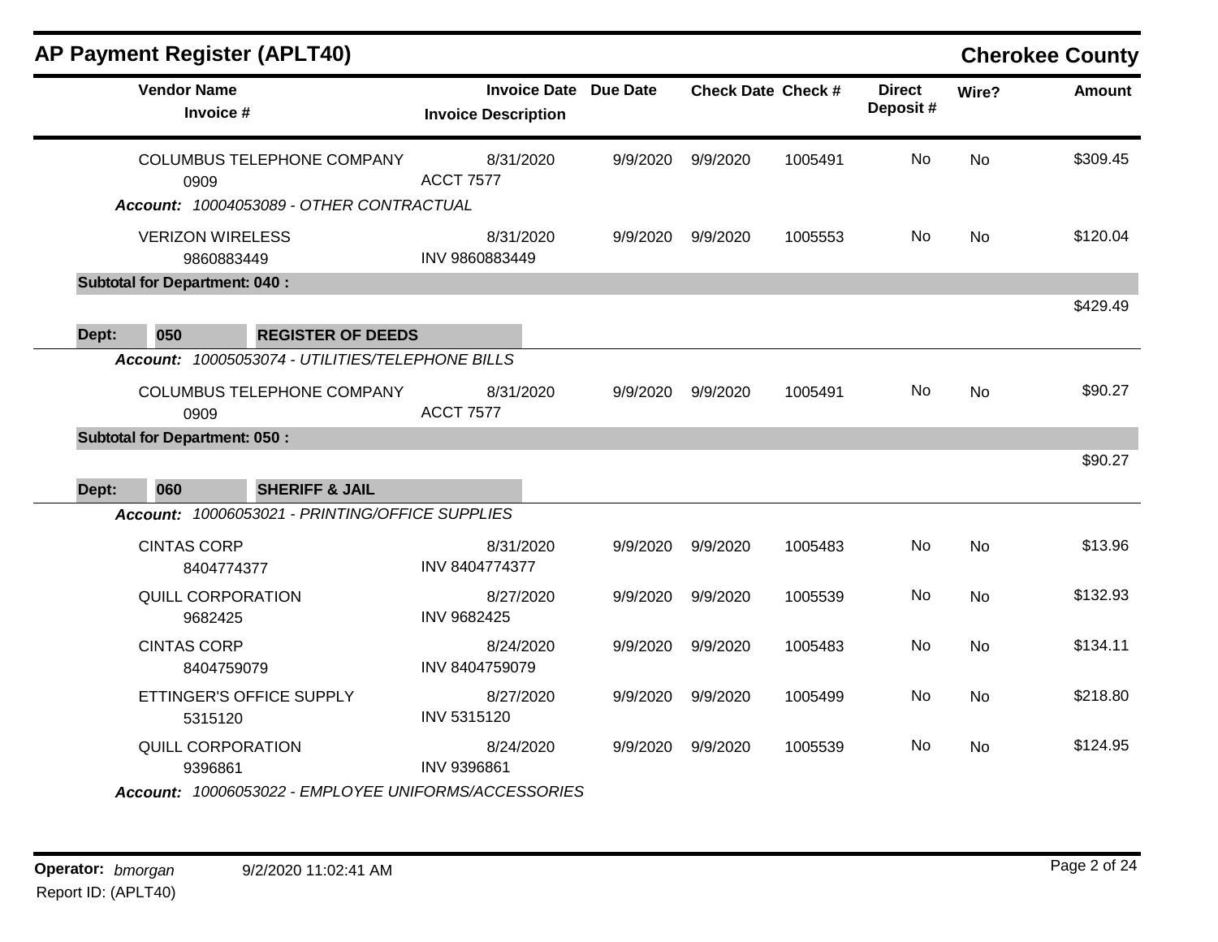## AP Payment Register (APLT40) — Cherokee County

| Vendor Name / Invoice # | Invoice Date / Invoice Description | Due Date | Check Date | Check # | Direct Deposit # | Wire? | Amount |
|---|---|---|---|---|---|---|---|
| COLUMBUS TELEPHONE COMPANY 0909 | 8/31/2020 ACCT 7577 | 9/9/2020 | 9/9/2020 | 1005491 | No | No | $309.45 |
| *Account: 10004053089 - OTHER CONTRACTUAL* | | | | | | | |
| VERIZON WIRELESS 9860883449 | 8/31/2020 INV 9860883449 | 9/9/2020 | 9/9/2020 | 1005553 | No | No | $120.04 |
| **Subtotal for Department: 040 :** | | | | | | | $429.49 |
| **Dept: 050 REGISTER OF DEEDS** | | | | | | | |
| *Account: 10005053074 - UTILITIES/TELEPHONE BILLS* | | | | | | | |
| COLUMBUS TELEPHONE COMPANY 0909 | 8/31/2020 ACCT 7577 | 9/9/2020 | 9/9/2020 | 1005491 | No | No | $90.27 |
| **Subtotal for Department: 050 :** | | | | | | | $90.27 |
| **Dept: 060 SHERIFF & JAIL** | | | | | | | |
| *Account: 10006053021 - PRINTING/OFFICE SUPPLIES* | | | | | | | |
| CINTAS CORP 8404774377 | 8/31/2020 INV 8404774377 | 9/9/2020 | 9/9/2020 | 1005483 | No | No | $13.96 |
| QUILL CORPORATION 9682425 | 8/27/2020 INV 9682425 | 9/9/2020 | 9/9/2020 | 1005539 | No | No | $132.93 |
| CINTAS CORP 8404759079 | 8/24/2020 INV 8404759079 | 9/9/2020 | 9/9/2020 | 1005483 | No | No | $134.11 |
| ETTINGER'S OFFICE SUPPLY 5315120 | 8/27/2020 INV 5315120 | 9/9/2020 | 9/9/2020 | 1005499 | No | No | $218.80 |
| QUILL CORPORATION 9396861 | 8/24/2020 INV 9396861 | 9/9/2020 | 9/9/2020 | 1005539 | No | No | $124.95 |
| *Account: 10006053022 - EMPLOYEE UNIFORMS/ACCESSORIES* | | | | | | | |

**Operator:** *bmorgan* 9/2/2020 11:02:41 AM
Report ID: (APLT40)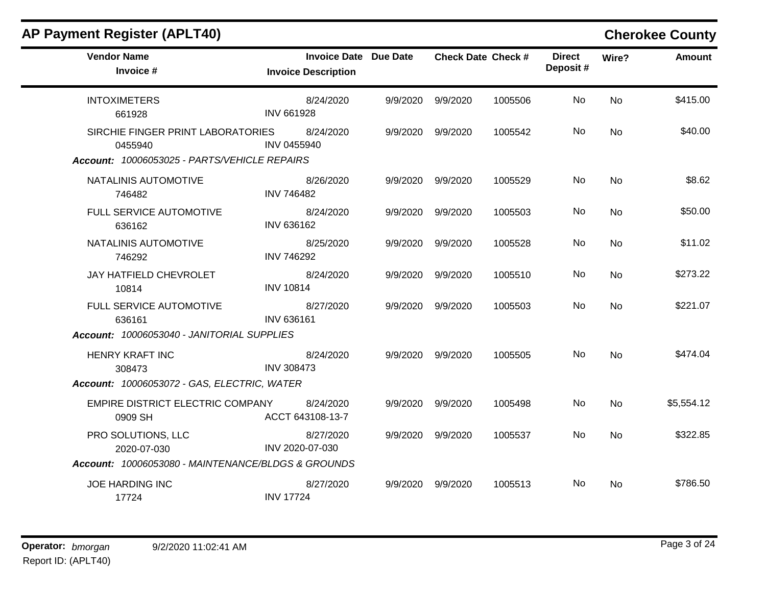## AP Payment Register (APLT40)

**Cherokee County**

| Vendor Name / Invoice # | Invoice Date / Invoice Description | Due Date | Check Date | Check # | Direct Deposit # | Wire? | Amount |
|---|---|---|---|---|---|---|---|
| INTOXIMETERS<br>661928 | 8/24/2020<br>INV 661928 | 9/9/2020 | 9/9/2020 | 1005506 | No | No | $415.00 |
| SIRCHIE FINGER PRINT LABORATORIES<br>0455940 | 8/24/2020<br>INV 0455940 | 9/9/2020 | 9/9/2020 | 1005542 | No | No | $40.00 |
| ***Account:*** *10006053025 - PARTS/VEHICLE REPAIRS* | | | | | | | |
| NATALINIS AUTOMOTIVE<br>746482 | 8/26/2020<br>INV 746482 | 9/9/2020 | 9/9/2020 | 1005529 | No | No | $8.62 |
| FULL SERVICE AUTOMOTIVE<br>636162 | 8/24/2020<br>INV 636162 | 9/9/2020 | 9/9/2020 | 1005503 | No | No | $50.00 |
| NATALINIS AUTOMOTIVE<br>746292 | 8/25/2020<br>INV 746292 | 9/9/2020 | 9/9/2020 | 1005528 | No | No | $11.02 |
| JAY HATFIELD CHEVROLET<br>10814 | 8/24/2020<br>INV 10814 | 9/9/2020 | 9/9/2020 | 1005510 | No | No | $273.22 |
| FULL SERVICE AUTOMOTIVE<br>636161 | 8/27/2020<br>INV 636161 | 9/9/2020 | 9/9/2020 | 1005503 | No | No | $221.07 |
| ***Account:*** *10006053040 - JANITORIAL SUPPLIES* | | | | | | | |
| HENRY KRAFT INC<br>308473 | 8/24/2020<br>INV 308473 | 9/9/2020 | 9/9/2020 | 1005505 | No | No | $474.04 |
| ***Account:*** *10006053072 - GAS, ELECTRIC, WATER* | | | | | | | |
| EMPIRE DISTRICT ELECTRIC COMPANY<br>0909 SH | 8/24/2020<br>ACCT 643108-13-7 | 9/9/2020 | 9/9/2020 | 1005498 | No | No | $5,554.12 |
| PRO SOLUTIONS, LLC<br>2020-07-030 | 8/27/2020<br>INV 2020-07-030 | 9/9/2020 | 9/9/2020 | 1005537 | No | No | $322.85 |
| ***Account:*** *10006053080 - MAINTENANCE/BLDGS & GROUNDS* | | | | | | | |
| JOE HARDING INC<br>17724 | 8/27/2020<br>INV 17724 | 9/9/2020 | 9/9/2020 | 1005513 | No | No | $786.50 |

**Operator:** *bmorgan* 9/2/2020 11:02:41 AM
Report ID: (APLT40)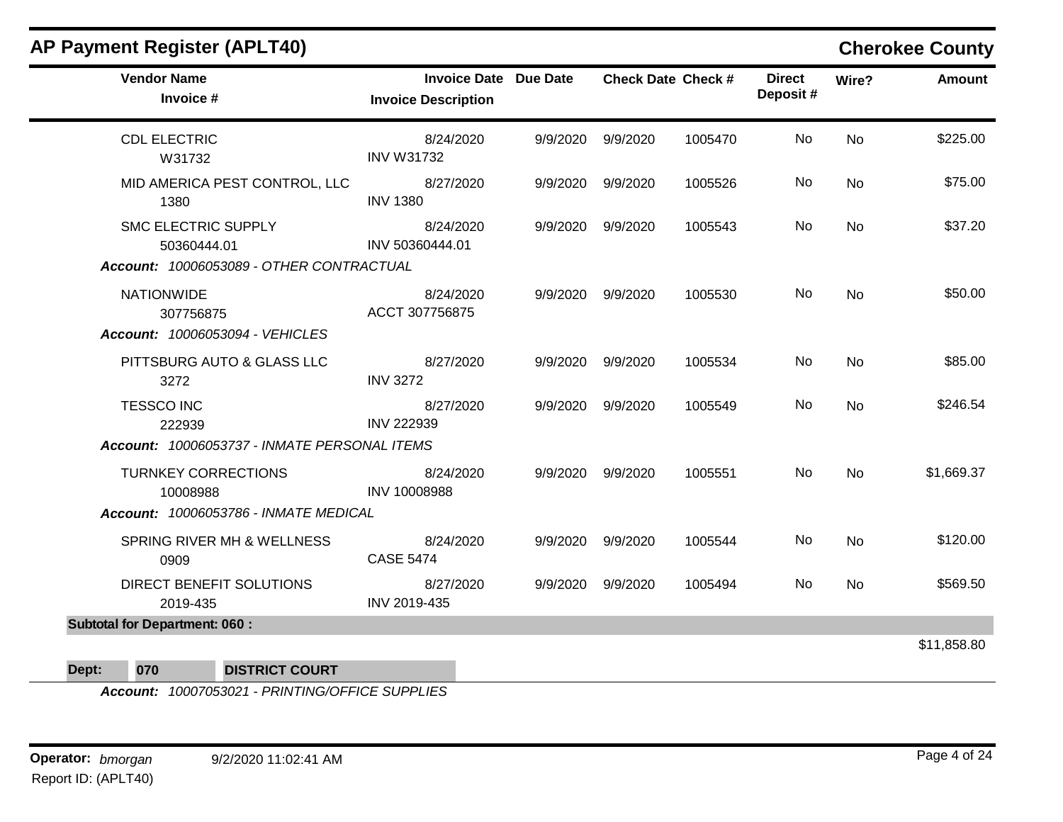## AP Payment Register (APLT40)

**Cherokee County**

| Vendor Name / Invoice # | Invoice Date / Invoice Description | Due Date | Check Date | Check # | Direct Deposit # | Wire? | Amount |
|---|---|---|---|---|---|---|---|
| CDL ELECTRIC<br>W31732 | 8/24/2020<br>INV W31732 | 9/9/2020 | 9/9/2020 | 1005470 | No | No | $225.00 |
| MID AMERICA PEST CONTROL, LLC<br>1380 | 8/27/2020<br>INV 1380 | 9/9/2020 | 9/9/2020 | 1005526 | No | No | $75.00 |
| SMC ELECTRIC SUPPLY<br>50360444.01 | 8/24/2020<br>INV 50360444.01 | 9/9/2020 | 9/9/2020 | 1005543 | No | No | $37.20 |
| ***Account:*** *10006053089 - OTHER CONTRACTUAL* | | | | | | | |
| NATIONWIDE<br>307756875 | 8/24/2020<br>ACCT 307756875 | 9/9/2020 | 9/9/2020 | 1005530 | No | No | $50.00 |
| ***Account:*** *10006053094 - VEHICLES* | | | | | | | |
| PITTSBURG AUTO & GLASS LLC<br>3272 | 8/27/2020<br>INV 3272 | 9/9/2020 | 9/9/2020 | 1005534 | No | No | $85.00 |
| TESSCO INC<br>222939 | 8/27/2020<br>INV 222939 | 9/9/2020 | 9/9/2020 | 1005549 | No | No | $246.54 |
| ***Account:*** *10006053737 - INMATE PERSONAL ITEMS* | | | | | | | |
| TURNKEY CORRECTIONS<br>10008988 | 8/24/2020<br>INV 10008988 | 9/9/2020 | 9/9/2020 | 1005551 | No | No | $1,669.37 |
| ***Account:*** *10006053786 - INMATE MEDICAL* | | | | | | | |
| SPRING RIVER MH & WELLNESS<br>0909 | 8/24/2020<br>CASE 5474 | 9/9/2020 | 9/9/2020 | 1005544 | No | No | $120.00 |
| DIRECT BENEFIT SOLUTIONS<br>2019-435 | 8/27/2020<br>INV 2019-435 | 9/9/2020 | 9/9/2020 | 1005494 | No | No | $569.50 |
| **Subtotal for Department: 060 :** | | | | | | | $11,858.80 |

**Dept: 070 DISTRICT COURT**

***Account:*** *10007053021 - PRINTING/OFFICE SUPPLIES*

**Operator:** *bmorgan* 9/2/2020 11:02:41 AM

Report ID: (APLT40)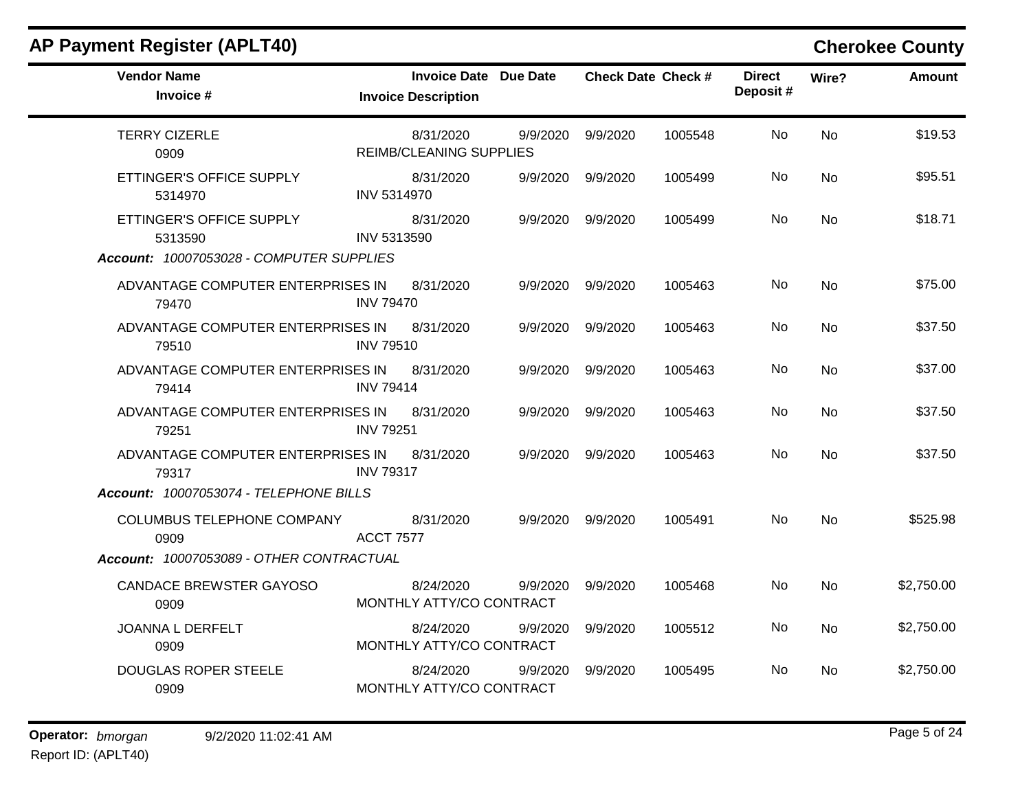## AP Payment Register (APLT40)

**Cherokee County**

| Vendor Name / Invoice # | Invoice Date / Invoice Description | Due Date | Check Date | Check # | Direct Deposit # | Wire? | Amount |
|---|---|---|---|---|---|---|---|
| TERRY CIZERLE<br>0909 | 8/31/2020<br>REIMB/CLEANING SUPPLIES | 9/9/2020 | 9/9/2020 | 1005548 | No | No | $19.53 |
| ETTINGER'S OFFICE SUPPLY<br>5314970 | 8/31/2020<br>INV 5314970 | 9/9/2020 | 9/9/2020 | 1005499 | No | No | $95.51 |
| ETTINGER'S OFFICE SUPPLY<br>5313590 | 8/31/2020<br>INV 5313590 | 9/9/2020 | 9/9/2020 | 1005499 | No | No | $18.71 |
| ***Account:* 10007053028 - COMPUTER SUPPLIES** | | | | | | | |
| ADVANTAGE COMPUTER ENTERPRISES IN<br>79470 | 8/31/2020<br>INV 79470 | 9/9/2020 | 9/9/2020 | 1005463 | No | No | $75.00 |
| ADVANTAGE COMPUTER ENTERPRISES IN<br>79510 | 8/31/2020<br>INV 79510 | 9/9/2020 | 9/9/2020 | 1005463 | No | No | $37.50 |
| ADVANTAGE COMPUTER ENTERPRISES IN<br>79414 | 8/31/2020<br>INV 79414 | 9/9/2020 | 9/9/2020 | 1005463 | No | No | $37.00 |
| ADVANTAGE COMPUTER ENTERPRISES IN<br>79251 | 8/31/2020<br>INV 79251 | 9/9/2020 | 9/9/2020 | 1005463 | No | No | $37.50 |
| ADVANTAGE COMPUTER ENTERPRISES IN<br>79317 | 8/31/2020<br>INV 79317 | 9/9/2020 | 9/9/2020 | 1005463 | No | No | $37.50 |
| ***Account:* 10007053074 - TELEPHONE BILLS** | | | | | | | |
| COLUMBUS TELEPHONE COMPANY<br>0909 | 8/31/2020<br>ACCT 7577 | 9/9/2020 | 9/9/2020 | 1005491 | No | No | $525.98 |
| ***Account:* 10007053089 - OTHER CONTRACTUAL** | | | | | | | |
| CANDACE BREWSTER GAYOSO<br>0909 | 8/24/2020<br>MONTHLY ATTY/CO CONTRACT | 9/9/2020 | 9/9/2020 | 1005468 | No | No | $2,750.00 |
| JOANNA L DERFELT<br>0909 | 8/24/2020<br>MONTHLY ATTY/CO CONTRACT | 9/9/2020 | 9/9/2020 | 1005512 | No | No | $2,750.00 |
| DOUGLAS ROPER STEELE<br>0909 | 8/24/2020<br>MONTHLY ATTY/CO CONTRACT | 9/9/2020 | 9/9/2020 | 1005495 | No | No | $2,750.00 |

**Operator:** *bmorgan* 9/2/2020 11:02:41 AM

Report ID: (APLT40)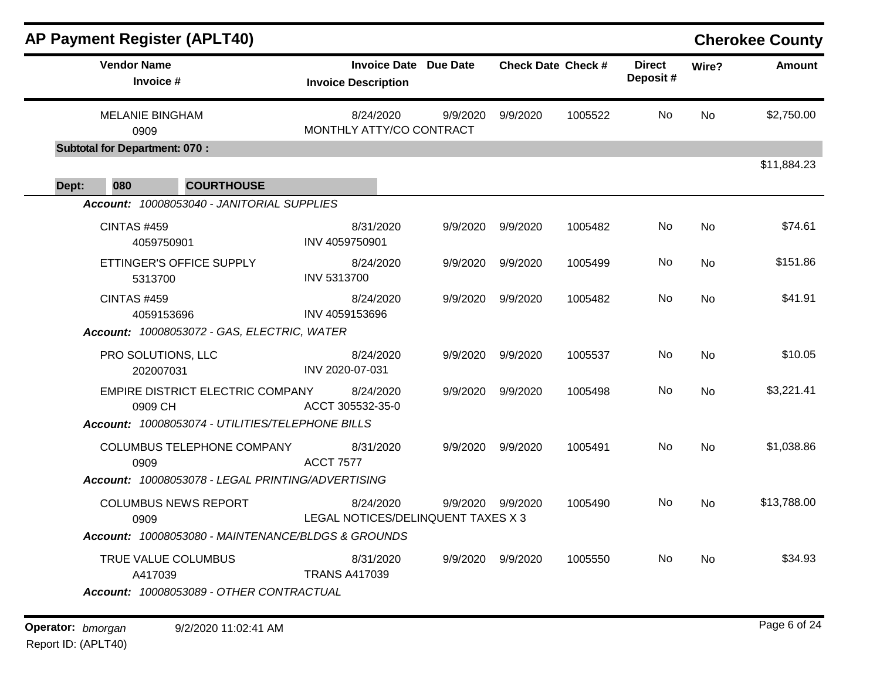## AP Payment Register (APLT40)

**Cherokee County**

| Vendor Name / Invoice # | Invoice Date / Invoice Description | Due Date | Check Date | Check # | Direct Deposit # | Wire? | Amount |
|---|---|---|---|---|---|---|---|
| MELANIE BINGHAM<br>0909 | 8/24/2020<br>MONTHLY ATTY/CO CONTRACT | 9/9/2020 | 9/9/2020 | 1005522 | No | No | $2,750.00 |
| **Subtotal for Department: 070 :** | | | | | | | $11,884.23 |

**Dept: 080 COURTHOUSE**

| Vendor Name / Invoice # | Invoice Date / Invoice Description | Due Date | Check Date | Check # | Direct Deposit # | Wire? | Amount |
|---|---|---|---|---|---|---|---|
| ***Account: 10008053040 - JANITORIAL SUPPLIES*** | | | | | | | |
| CINTAS #459<br>4059750901 | 8/31/2020<br>INV 4059750901 | 9/9/2020 | 9/9/2020 | 1005482 | No | No | $74.61 |
| ETTINGER'S OFFICE SUPPLY<br>5313700 | 8/24/2020<br>INV 5313700 | 9/9/2020 | 9/9/2020 | 1005499 | No | No | $151.86 |
| CINTAS #459<br>4059153696 | 8/24/2020<br>INV 4059153696 | 9/9/2020 | 9/9/2020 | 1005482 | No | No | $41.91 |
| ***Account: 10008053072 - GAS, ELECTRIC, WATER*** | | | | | | | |
| PRO SOLUTIONS, LLC<br>202007031 | 8/24/2020<br>INV 2020-07-031 | 9/9/2020 | 9/9/2020 | 1005537 | No | No | $10.05 |
| EMPIRE DISTRICT ELECTRIC COMPANY<br>0909 CH | 8/24/2020<br>ACCT 305532-35-0 | 9/9/2020 | 9/9/2020 | 1005498 | No | No | $3,221.41 |
| ***Account: 10008053074 - UTILITIES/TELEPHONE BILLS*** | | | | | | | |
| COLUMBUS TELEPHONE COMPANY<br>0909 | 8/31/2020<br>ACCT 7577 | 9/9/2020 | 9/9/2020 | 1005491 | No | No | $1,038.86 |
| ***Account: 10008053078 - LEGAL PRINTING/ADVERTISING*** | | | | | | | |
| COLUMBUS NEWS REPORT<br>0909 | 8/24/2020<br>LEGAL NOTICES/DELINQUENT TAXES X 3 | 9/9/2020 | 9/9/2020 | 1005490 | No | No | $13,788.00 |
| ***Account: 10008053080 - MAINTENANCE/BLDGS & GROUNDS*** | | | | | | | |
| TRUE VALUE COLUMBUS<br>A417039 | 8/31/2020<br>TRANS A417039 | 9/9/2020 | 9/9/2020 | 1005550 | No | No | $34.93 |
| ***Account: 10008053089 - OTHER CONTRACTUAL*** | | | | | | | |

**Operator:** *bmorgan* 9/2/2020 11:02:41 AM
Report ID: (APLT40)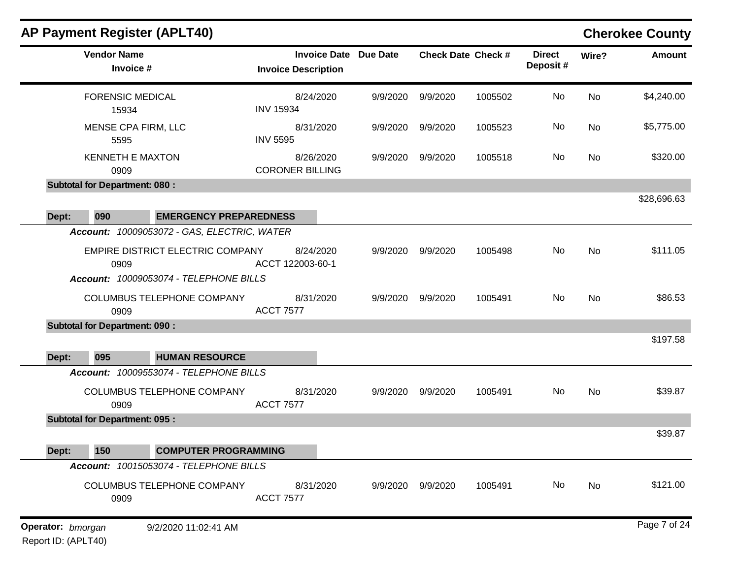# AP Payment Register (APLT40)

**Cherokee County**

| Vendor Name / Invoice # | Invoice Date / Invoice Description | Due Date | Check Date | Check # | Direct Deposit # | Wire? | Amount |
|---|---|---|---|---|---|---|---|
| FORENSIC MEDICAL<br>15934 | 8/24/2020<br>INV 15934 | 9/9/2020 | 9/9/2020 | 1005502 | No | No | $4,240.00 |
| MENSE CPA FIRM, LLC<br>5595 | 8/31/2020<br>INV 5595 | 9/9/2020 | 9/9/2020 | 1005523 | No | No | $5,775.00 |
| KENNETH E MAXTON<br>0909 | 8/26/2020<br>CORONER BILLING | 9/9/2020 | 9/9/2020 | 1005518 | No | No | $320.00 |
| **Subtotal for Department: 080 :** | | | | | | | $28,696.63 |
| **Dept: 090 EMERGENCY PREPAREDNESS** | | | | | | | |
| ***Account: 10009053072 - GAS, ELECTRIC, WATER*** | | | | | | | |
| EMPIRE DISTRICT ELECTRIC COMPANY<br>0909 | 8/24/2020<br>ACCT 122003-60-1 | 9/9/2020 | 9/9/2020 | 1005498 | No | No | $111.05 |
| ***Account: 10009053074 - TELEPHONE BILLS*** | | | | | | | |
| COLUMBUS TELEPHONE COMPANY<br>0909 | 8/31/2020<br>ACCT 7577 | 9/9/2020 | 9/9/2020 | 1005491 | No | No | $86.53 |
| **Subtotal for Department: 090 :** | | | | | | | $197.58 |
| **Dept: 095 HUMAN RESOURCE** | | | | | | | |
| ***Account: 10009553074 - TELEPHONE BILLS*** | | | | | | | |
| COLUMBUS TELEPHONE COMPANY<br>0909 | 8/31/2020<br>ACCT 7577 | 9/9/2020 | 9/9/2020 | 1005491 | No | No | $39.87 |
| **Subtotal for Department: 095 :** | | | | | | | $39.87 |
| **Dept: 150 COMPUTER PROGRAMMING** | | | | | | | |
| ***Account: 10015053074 - TELEPHONE BILLS*** | | | | | | | |
| COLUMBUS TELEPHONE COMPANY<br>0909 | 8/31/2020<br>ACCT 7577 | 9/9/2020 | 9/9/2020 | 1005491 | No | No | $121.00 |

**Operator:** *bmorgan* 9/2/2020 11:02:41 AM

Report ID: (APLT40)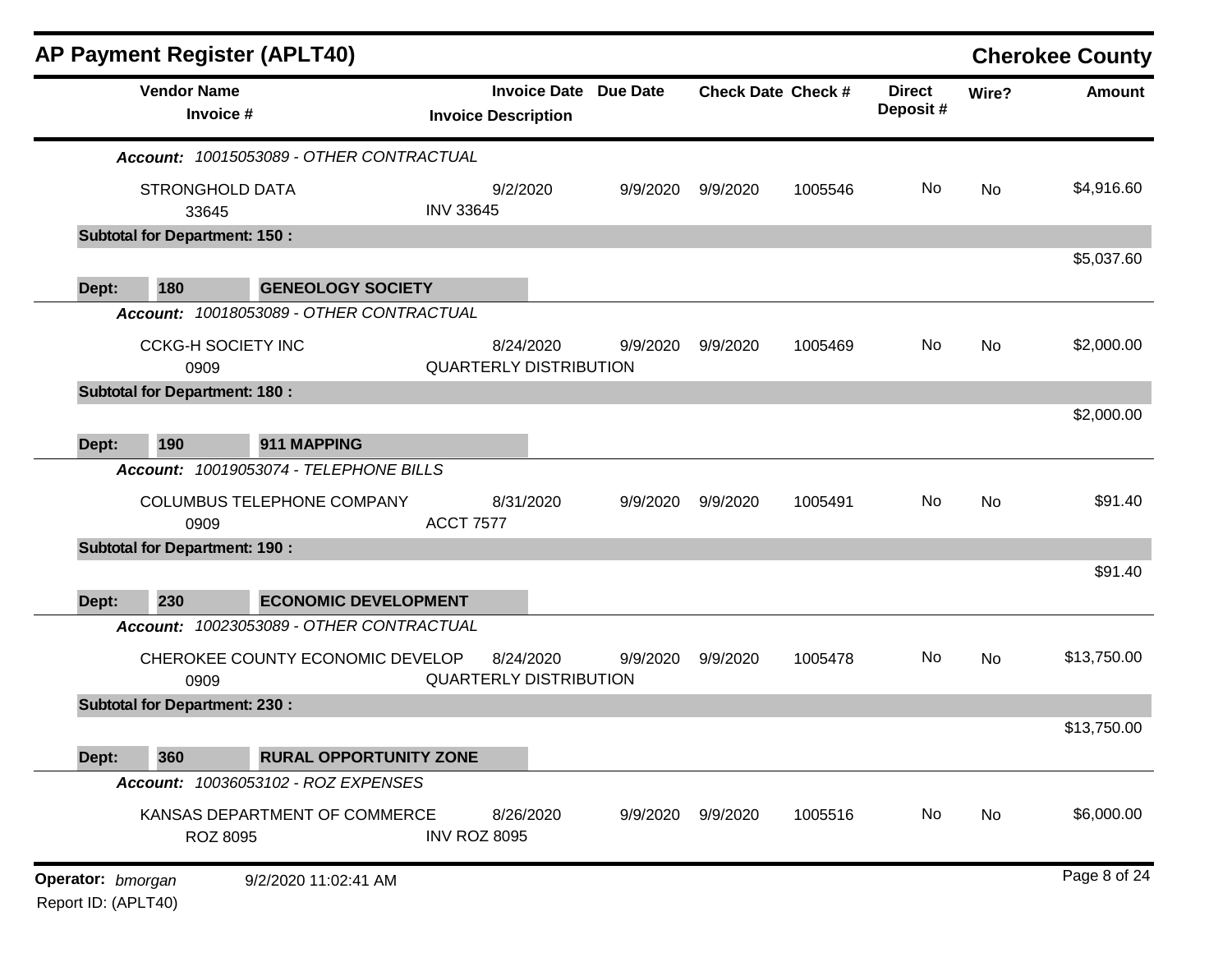## AP Payment Register (APLT40)

**Cherokee County**

| Vendor Name / Invoice # | Invoice Date / Invoice Description | Due Date | Check Date | Check # | Direct Deposit # | Wire? | Amount |
|---|---|---|---|---|---|---|---|
| ***Account:** 10015053089 - OTHER CONTRACTUAL* | | | | | | | |
| STRONGHOLD DATA<br>33645 | 9/2/2020<br>INV 33645 | 9/9/2020 | 9/9/2020 | 1005546 | No | No | $4,916.60 |
| **Subtotal for Department: 150 :** | | | | | | | $5,037.60 |
| **Dept: 180 GENEOLOGY SOCIETY** | | | | | | | |
| ***Account:** 10018053089 - OTHER CONTRACTUAL* | | | | | | | |
| CCKG-H SOCIETY INC<br>0909 | 8/24/2020<br>QUARTERLY DISTRIBUTION | 9/9/2020 | 9/9/2020 | 1005469 | No | No | $2,000.00 |
| **Subtotal for Department: 180 :** | | | | | | | $2,000.00 |
| **Dept: 190 911 MAPPING** | | | | | | | |
| ***Account:** 10019053074 - TELEPHONE BILLS* | | | | | | | |
| COLUMBUS TELEPHONE COMPANY<br>0909 | 8/31/2020<br>ACCT 7577 | 9/9/2020 | 9/9/2020 | 1005491 | No | No | $91.40 |
| **Subtotal for Department: 190 :** | | | | | | | $91.40 |
| **Dept: 230 ECONOMIC DEVELOPMENT** | | | | | | | |
| ***Account:** 10023053089 - OTHER CONTRACTUAL* | | | | | | | |
| CHEROKEE COUNTY ECONOMIC DEVELOP<br>0909 | 8/24/2020<br>QUARTERLY DISTRIBUTION | 9/9/2020 | 9/9/2020 | 1005478 | No | No | $13,750.00 |
| **Subtotal for Department: 230 :** | | | | | | | $13,750.00 |
| **Dept: 360 RURAL OPPORTUNITY ZONE** | | | | | | | |
| ***Account:** 10036053102 - ROZ EXPENSES* | | | | | | | |
| KANSAS DEPARTMENT OF COMMERCE<br>ROZ 8095 | 8/26/2020<br>INV ROZ 8095 | 9/9/2020 | 9/9/2020 | 1005516 | No | No | $6,000.00 |

**Operator:** *bmorgan* 9/2/2020 11:02:41 AM

Report ID: (APLT40)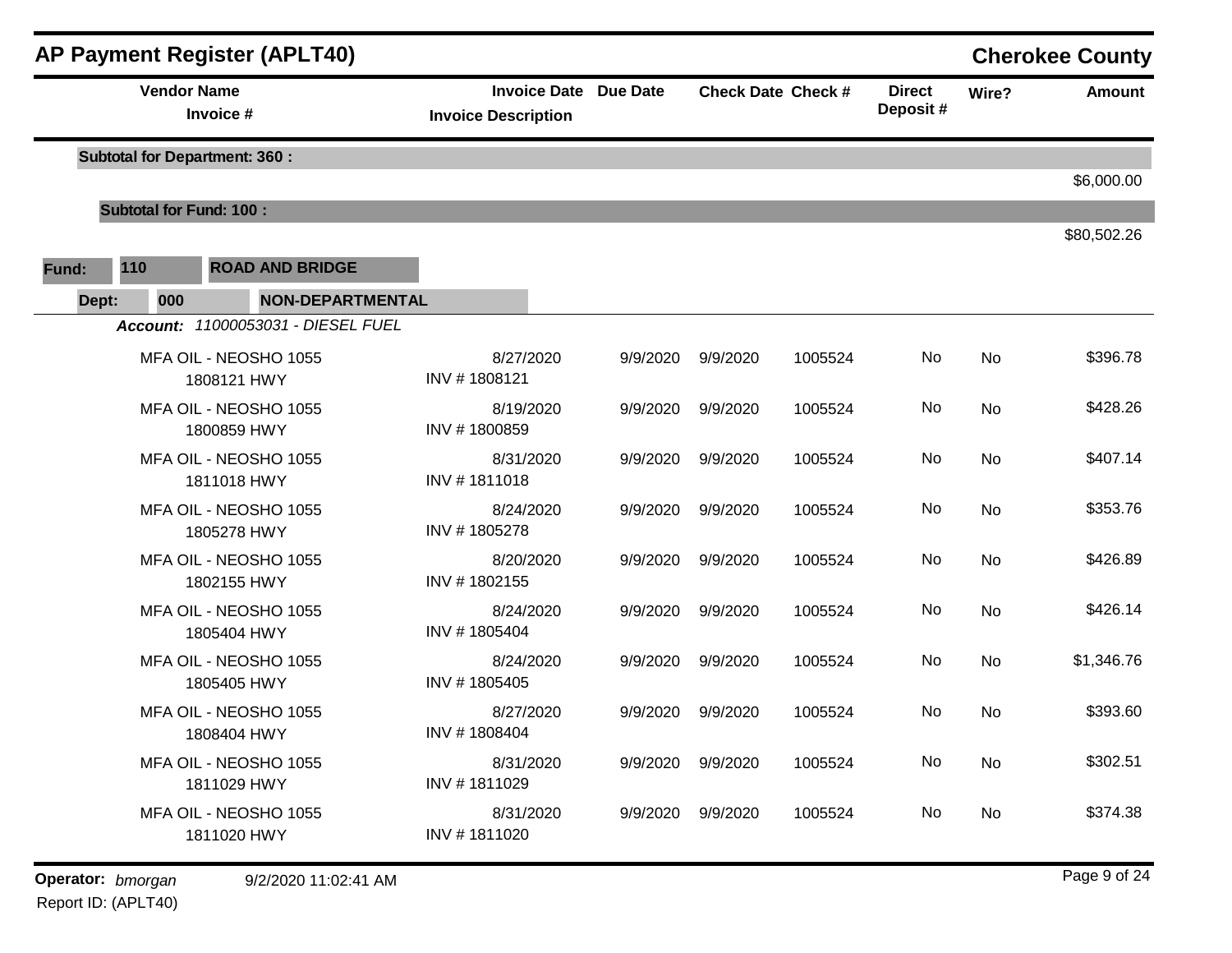## AP Payment Register (APLT40)

**Cherokee County**

| Vendor Name / Invoice # | Invoice Date / Invoice Description | Due Date | Check Date | Check # | Direct Deposit # | Wire? | Amount |
|---|---|---|---|---|---|---|---|
| **Subtotal for Department: 360 :** | | | | | | | $6,000.00 |
| **Subtotal for Fund: 100 :** | | | | | | | $80,502.26 |

**Fund:** 110 **ROAD AND BRIDGE**

**Dept:** 000 **NON-DEPARTMENTAL**

***Account:*** *11000053031 - DIESEL FUEL*

| Vendor Name / Invoice # | Invoice Date / Invoice Description | Due Date | Check Date | Check # | Direct Deposit # | Wire? | Amount |
|---|---|---|---|---|---|---|---|
| MFA OIL - NEOSHO 1055 / 1808121 HWY | 8/27/2020 / INV # 1808121 | 9/9/2020 | 9/9/2020 | 1005524 | No | No | $396.78 |
| MFA OIL - NEOSHO 1055 / 1800859 HWY | 8/19/2020 / INV # 1800859 | 9/9/2020 | 9/9/2020 | 1005524 | No | No | $428.26 |
| MFA OIL - NEOSHO 1055 / 1811018 HWY | 8/31/2020 / INV # 1811018 | 9/9/2020 | 9/9/2020 | 1005524 | No | No | $407.14 |
| MFA OIL - NEOSHO 1055 / 1805278 HWY | 8/24/2020 / INV # 1805278 | 9/9/2020 | 9/9/2020 | 1005524 | No | No | $353.76 |
| MFA OIL - NEOSHO 1055 / 1802155 HWY | 8/20/2020 / INV # 1802155 | 9/9/2020 | 9/9/2020 | 1005524 | No | No | $426.89 |
| MFA OIL - NEOSHO 1055 / 1805404 HWY | 8/24/2020 / INV # 1805404 | 9/9/2020 | 9/9/2020 | 1005524 | No | No | $426.14 |
| MFA OIL - NEOSHO 1055 / 1805405 HWY | 8/24/2020 / INV # 1805405 | 9/9/2020 | 9/9/2020 | 1005524 | No | No | $1,346.76 |
| MFA OIL - NEOSHO 1055 / 1808404 HWY | 8/27/2020 / INV # 1808404 | 9/9/2020 | 9/9/2020 | 1005524 | No | No | $393.60 |
| MFA OIL - NEOSHO 1055 / 1811029 HWY | 8/31/2020 / INV # 1811029 | 9/9/2020 | 9/9/2020 | 1005524 | No | No | $302.51 |
| MFA OIL - NEOSHO 1055 / 1811020 HWY | 8/31/2020 / INV # 1811020 | 9/9/2020 | 9/9/2020 | 1005524 | No | No | $374.38 |

**Operator:** *bmorgan* 9/2/2020 11:02:41 AM

Report ID: (APLT40)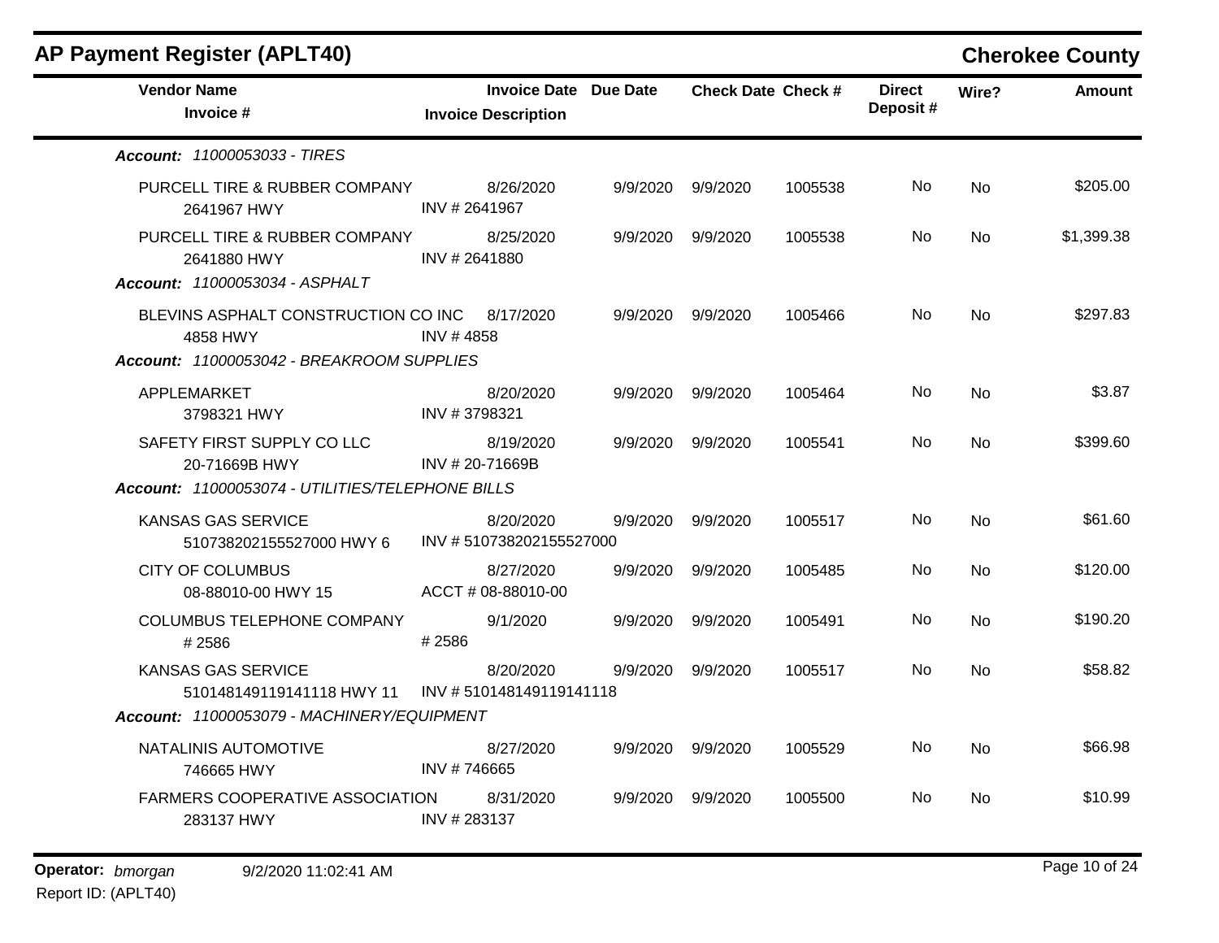# AP Payment Register (APLT40)

## Cherokee County

| Vendor Name / Invoice # | Invoice Date / Invoice Description | Due Date | Check Date | Check # | Direct Deposit # | Wire? | Amount |
|---|---|---|---|---|---|---|---|
| ***Account: 11000053033 - TIRES*** | | | | | | | |
| PURCELL TIRE & RUBBER COMPANY 2641967 HWY | 8/26/2020 INV # 2641967 | 9/9/2020 | 9/9/2020 | 1005538 | No | No | $205.00 |
| PURCELL TIRE & RUBBER COMPANY 2641880 HWY | 8/25/2020 INV # 2641880 | 9/9/2020 | 9/9/2020 | 1005538 | No | No | $1,399.38 |
| ***Account: 11000053034 - ASPHALT*** | | | | | | | |
| BLEVINS ASPHALT CONSTRUCTION CO INC 4858 HWY | 8/17/2020 INV # 4858 | 9/9/2020 | 9/9/2020 | 1005466 | No | No | $297.83 |
| ***Account: 11000053042 - BREAKROOM SUPPLIES*** | | | | | | | |
| APPLEMARKET 3798321 HWY | 8/20/2020 INV # 3798321 | 9/9/2020 | 9/9/2020 | 1005464 | No | No | $3.87 |
| SAFETY FIRST SUPPLY CO LLC 20-71669B HWY | 8/19/2020 INV # 20-71669B | 9/9/2020 | 9/9/2020 | 1005541 | No | No | $399.60 |
| ***Account: 11000053074 - UTILITIES/TELEPHONE BILLS*** | | | | | | | |
| KANSAS GAS SERVICE 510738202155527000 HWY 6 | 8/20/2020 INV # 510738202155527000 | 9/9/2020 | 9/9/2020 | 1005517 | No | No | $61.60 |
| CITY OF COLUMBUS 08-88010-00 HWY 15 | 8/27/2020 ACCT # 08-88010-00 | 9/9/2020 | 9/9/2020 | 1005485 | No | No | $120.00 |
| COLUMBUS TELEPHONE COMPANY # 2586 | 9/1/2020 # 2586 | 9/9/2020 | 9/9/2020 | 1005491 | No | No | $190.20 |
| KANSAS GAS SERVICE 510148149119141118 HWY 11 | 8/20/2020 INV # 510148149119141118 | 9/9/2020 | 9/9/2020 | 1005517 | No | No | $58.82 |
| ***Account: 11000053079 - MACHINERY/EQUIPMENT*** | | | | | | | |
| NATALINIS AUTOMOTIVE 746665 HWY | 8/27/2020 INV # 746665 | 9/9/2020 | 9/9/2020 | 1005529 | No | No | $66.98 |
| FARMERS COOPERATIVE ASSOCIATION 283137 HWY | 8/31/2020 INV # 283137 | 9/9/2020 | 9/9/2020 | 1005500 | No | No | $10.99 |

**Operator:** *bmorgan* 9/2/2020 11:02:41 AM
Report ID: (APLT40)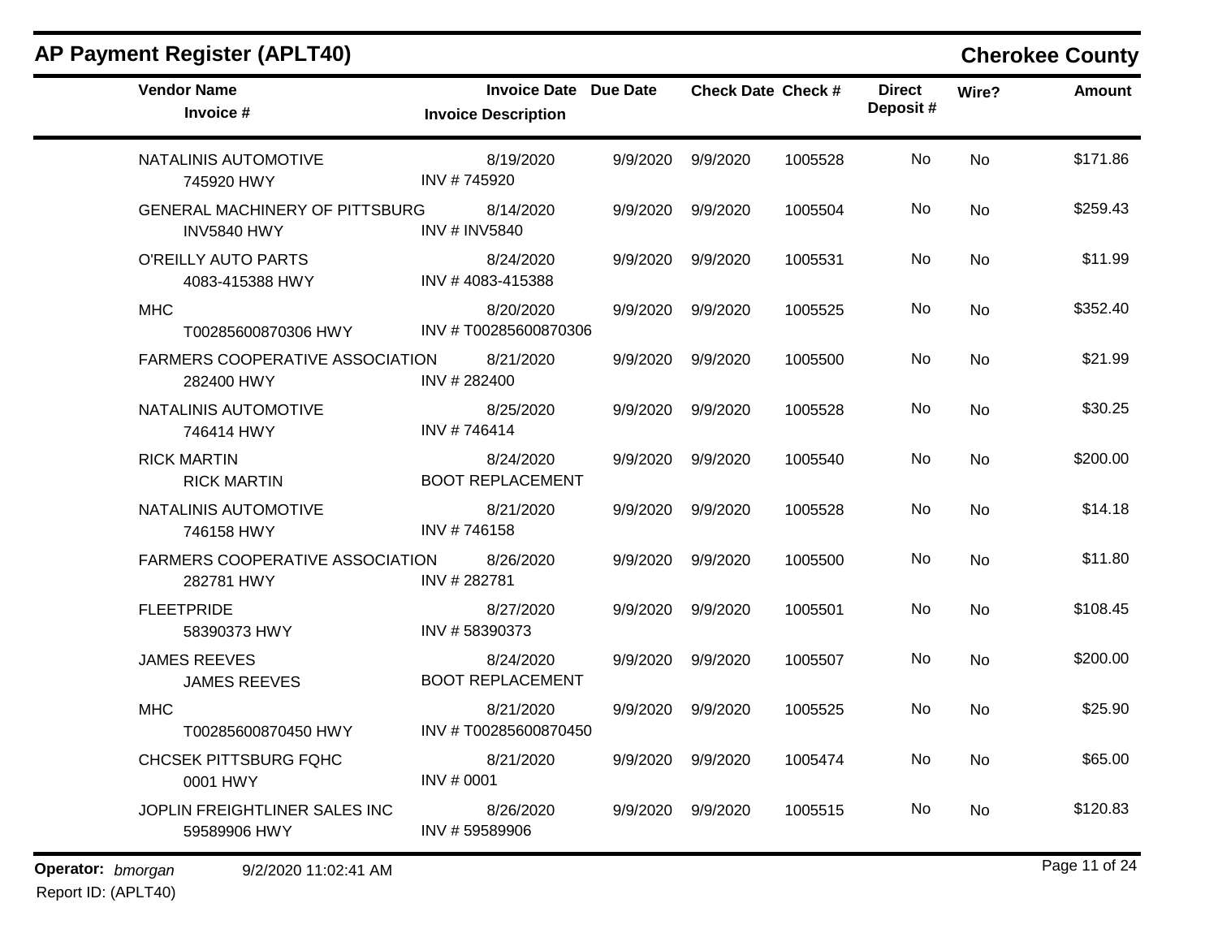# AP Payment Register (APLT40)

## Cherokee County

| Vendor Name / Invoice # | Invoice Date / Invoice Description | Due Date | Check Date | Check # | Direct Deposit # | Wire? | Amount |
|---|---|---|---|---|---|---|---|
| NATALINIS AUTOMOTIVE<br>745920 HWY | 8/19/2020<br>INV # 745920 | 9/9/2020 | 9/9/2020 | 1005528 | No | No | $171.86 |
| GENERAL MACHINERY OF PITTSBURG<br>INV5840 HWY | 8/14/2020<br>INV # INV5840 | 9/9/2020 | 9/9/2020 | 1005504 | No | No | $259.43 |
| O'REILLY AUTO PARTS<br>4083-415388 HWY | 8/24/2020<br>INV # 4083-415388 | 9/9/2020 | 9/9/2020 | 1005531 | No | No | $11.99 |
| MHC<br>T00285600870306 HWY | 8/20/2020<br>INV # T00285600870306 | 9/9/2020 | 9/9/2020 | 1005525 | No | No | $352.40 |
| FARMERS COOPERATIVE ASSOCIATION<br>282400 HWY | 8/21/2020<br>INV # 282400 | 9/9/2020 | 9/9/2020 | 1005500 | No | No | $21.99 |
| NATALINIS AUTOMOTIVE<br>746414 HWY | 8/25/2020<br>INV # 746414 | 9/9/2020 | 9/9/2020 | 1005528 | No | No | $30.25 |
| RICK MARTIN<br>RICK MARTIN | 8/24/2020<br>BOOT REPLACEMENT | 9/9/2020 | 9/9/2020 | 1005540 | No | No | $200.00 |
| NATALINIS AUTOMOTIVE<br>746158 HWY | 8/21/2020<br>INV # 746158 | 9/9/2020 | 9/9/2020 | 1005528 | No | No | $14.18 |
| FARMERS COOPERATIVE ASSOCIATION<br>282781 HWY | 8/26/2020<br>INV # 282781 | 9/9/2020 | 9/9/2020 | 1005500 | No | No | $11.80 |
| FLEETPRIDE<br>58390373 HWY | 8/27/2020<br>INV # 58390373 | 9/9/2020 | 9/9/2020 | 1005501 | No | No | $108.45 |
| JAMES REEVES<br>JAMES REEVES | 8/24/2020<br>BOOT REPLACEMENT | 9/9/2020 | 9/9/2020 | 1005507 | No | No | $200.00 |
| MHC<br>T00285600870450 HWY | 8/21/2020<br>INV # T00285600870450 | 9/9/2020 | 9/9/2020 | 1005525 | No | No | $25.90 |
| CHCSEK PITTSBURG FQHC<br>0001 HWY | 8/21/2020<br>INV # 0001 | 9/9/2020 | 9/9/2020 | 1005474 | No | No | $65.00 |
| JOPLIN FREIGHTLINER SALES INC<br>59589906 HWY | 8/26/2020<br>INV # 59589906 | 9/9/2020 | 9/9/2020 | 1005515 | No | No | $120.83 |

**Operator:** *bmorgan* 9/2/2020 11:02:41 AM

Report ID: (APLT40)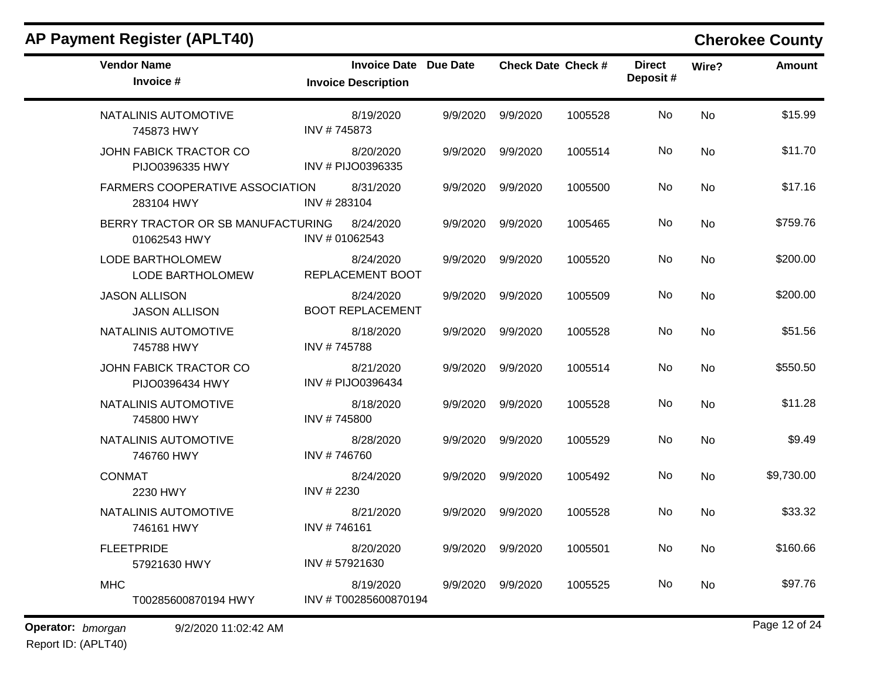## AP Payment Register (APLT40)

## Cherokee County

| Vendor Name / Invoice # | Invoice Date / Invoice Description | Due Date | Check Date | Check # | Direct Deposit # | Wire? | Amount |
|---|---|---|---|---|---|---|---|
| NATALINIS AUTOMOTIVE<br>745873 HWY | 8/19/2020<br>INV # 745873 | 9/9/2020 | 9/9/2020 | 1005528 | No | No | $15.99 |
| JOHN FABICK TRACTOR CO<br>PIJO0396335 HWY | 8/20/2020<br>INV # PIJO0396335 | 9/9/2020 | 9/9/2020 | 1005514 | No | No | $11.70 |
| FARMERS COOPERATIVE ASSOCIATION<br>283104 HWY | 8/31/2020<br>INV # 283104 | 9/9/2020 | 9/9/2020 | 1005500 | No | No | $17.16 |
| BERRY TRACTOR OR SB MANUFACTURING<br>01062543 HWY | 8/24/2020<br>INV # 01062543 | 9/9/2020 | 9/9/2020 | 1005465 | No | No | $759.76 |
| LODE BARTHOLOMEW<br>LODE BARTHOLOMEW | 8/24/2020<br>REPLACEMENT BOOT | 9/9/2020 | 9/9/2020 | 1005520 | No | No | $200.00 |
| JASON ALLISON<br>JASON ALLISON | 8/24/2020<br>BOOT REPLACEMENT | 9/9/2020 | 9/9/2020 | 1005509 | No | No | $200.00 |
| NATALINIS AUTOMOTIVE<br>745788 HWY | 8/18/2020<br>INV # 745788 | 9/9/2020 | 9/9/2020 | 1005528 | No | No | $51.56 |
| JOHN FABICK TRACTOR CO<br>PIJO0396434 HWY | 8/21/2020<br>INV # PIJO0396434 | 9/9/2020 | 9/9/2020 | 1005514 | No | No | $550.50 |
| NATALINIS AUTOMOTIVE<br>745800 HWY | 8/18/2020<br>INV # 745800 | 9/9/2020 | 9/9/2020 | 1005528 | No | No | $11.28 |
| NATALINIS AUTOMOTIVE<br>746760 HWY | 8/28/2020<br>INV # 746760 | 9/9/2020 | 9/9/2020 | 1005529 | No | No | $9.49 |
| CONMAT<br>2230 HWY | 8/24/2020<br>INV # 2230 | 9/9/2020 | 9/9/2020 | 1005492 | No | No | $9,730.00 |
| NATALINIS AUTOMOTIVE<br>746161 HWY | 8/21/2020<br>INV # 746161 | 9/9/2020 | 9/9/2020 | 1005528 | No | No | $33.32 |
| FLEETPRIDE<br>57921630 HWY | 8/20/2020<br>INV # 57921630 | 9/9/2020 | 9/9/2020 | 1005501 | No | No | $160.66 |
| MHC<br>T00285600870194 HWY | 8/19/2020<br>INV # T00285600870194 | 9/9/2020 | 9/9/2020 | 1005525 | No | No | $97.76 |

**Operator:** *bmorgan* 9/2/2020 11:02:42 AM

Report ID: (APLT40)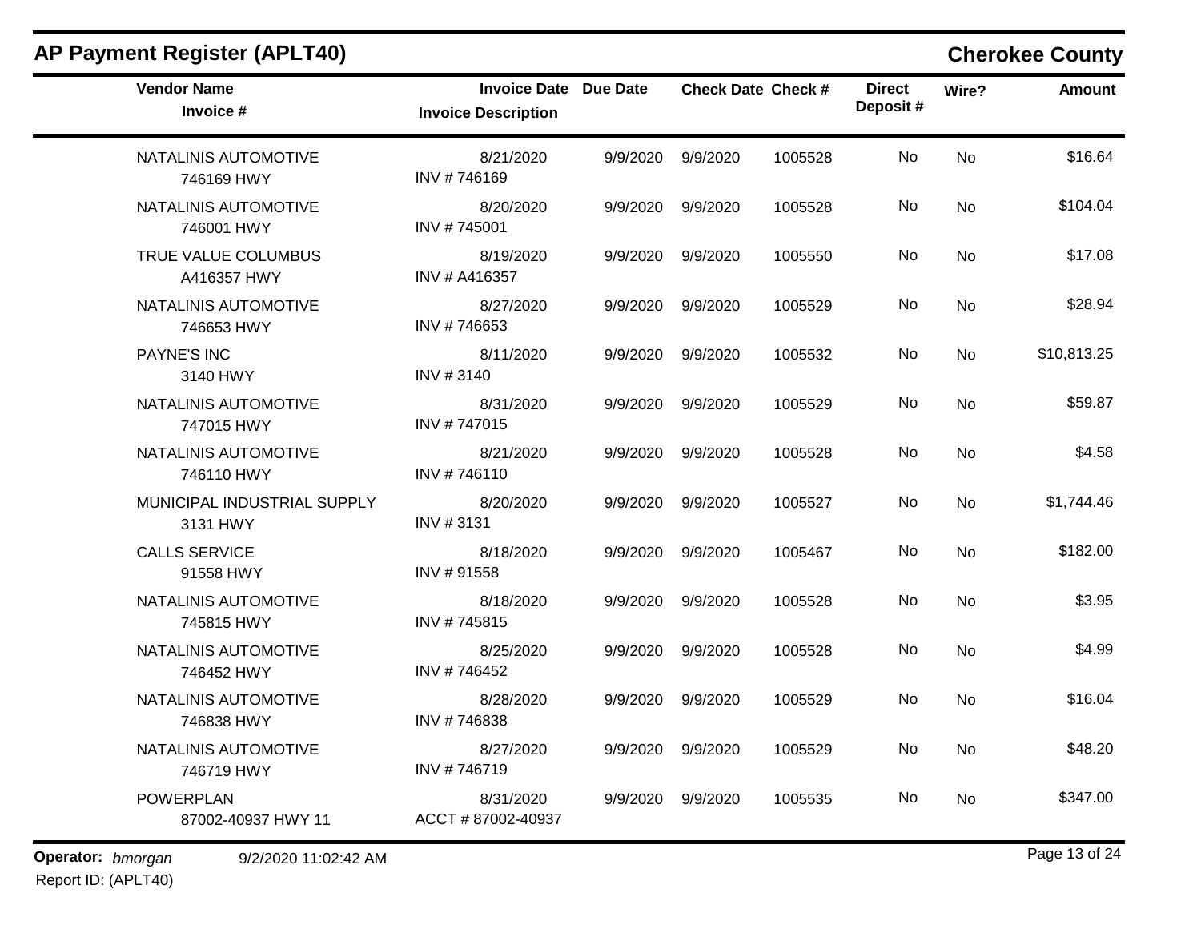## AP Payment Register (APLT40)

**Cherokee County**

| Vendor Name<br>Invoice # | Invoice Date<br>Invoice Description | Due Date | Check Date | Check # | Direct Deposit # | Wire? | Amount |
|---|---|---|---|---|---|---|---|
| NATALINIS AUTOMOTIVE<br>746169 HWY | 8/21/2020<br>INV # 746169 | 9/9/2020 | 9/9/2020 | 1005528 | No | No | $16.64 |
| NATALINIS AUTOMOTIVE<br>746001 HWY | 8/20/2020<br>INV # 745001 | 9/9/2020 | 9/9/2020 | 1005528 | No | No | $104.04 |
| TRUE VALUE COLUMBUS<br>A416357 HWY | 8/19/2020<br>INV # A416357 | 9/9/2020 | 9/9/2020 | 1005550 | No | No | $17.08 |
| NATALINIS AUTOMOTIVE<br>746653 HWY | 8/27/2020<br>INV # 746653 | 9/9/2020 | 9/9/2020 | 1005529 | No | No | $28.94 |
| PAYNE'S INC<br>3140 HWY | 8/11/2020<br>INV # 3140 | 9/9/2020 | 9/9/2020 | 1005532 | No | No | $10,813.25 |
| NATALINIS AUTOMOTIVE<br>747015 HWY | 8/31/2020<br>INV # 747015 | 9/9/2020 | 9/9/2020 | 1005529 | No | No | $59.87 |
| NATALINIS AUTOMOTIVE<br>746110 HWY | 8/21/2020<br>INV # 746110 | 9/9/2020 | 9/9/2020 | 1005528 | No | No | $4.58 |
| MUNICIPAL INDUSTRIAL SUPPLY<br>3131 HWY | 8/20/2020<br>INV # 3131 | 9/9/2020 | 9/9/2020 | 1005527 | No | No | $1,744.46 |
| CALLS SERVICE<br>91558 HWY | 8/18/2020<br>INV # 91558 | 9/9/2020 | 9/9/2020 | 1005467 | No | No | $182.00 |
| NATALINIS AUTOMOTIVE<br>745815 HWY | 8/18/2020<br>INV # 745815 | 9/9/2020 | 9/9/2020 | 1005528 | No | No | $3.95 |
| NATALINIS AUTOMOTIVE<br>746452 HWY | 8/25/2020<br>INV # 746452 | 9/9/2020 | 9/9/2020 | 1005528 | No | No | $4.99 |
| NATALINIS AUTOMOTIVE<br>746838 HWY | 8/28/2020<br>INV # 746838 | 9/9/2020 | 9/9/2020 | 1005529 | No | No | $16.04 |
| NATALINIS AUTOMOTIVE<br>746719 HWY | 8/27/2020<br>INV # 746719 | 9/9/2020 | 9/9/2020 | 1005529 | No | No | $48.20 |
| POWERPLAN<br>87002-40937 HWY 11 | 8/31/2020<br>ACCT # 87002-40937 | 9/9/2020 | 9/9/2020 | 1005535 | No | No | $347.00 |

**Operator:** *bmorgan* 9/2/2020 11:02:42 AM
Report ID: (APLT40)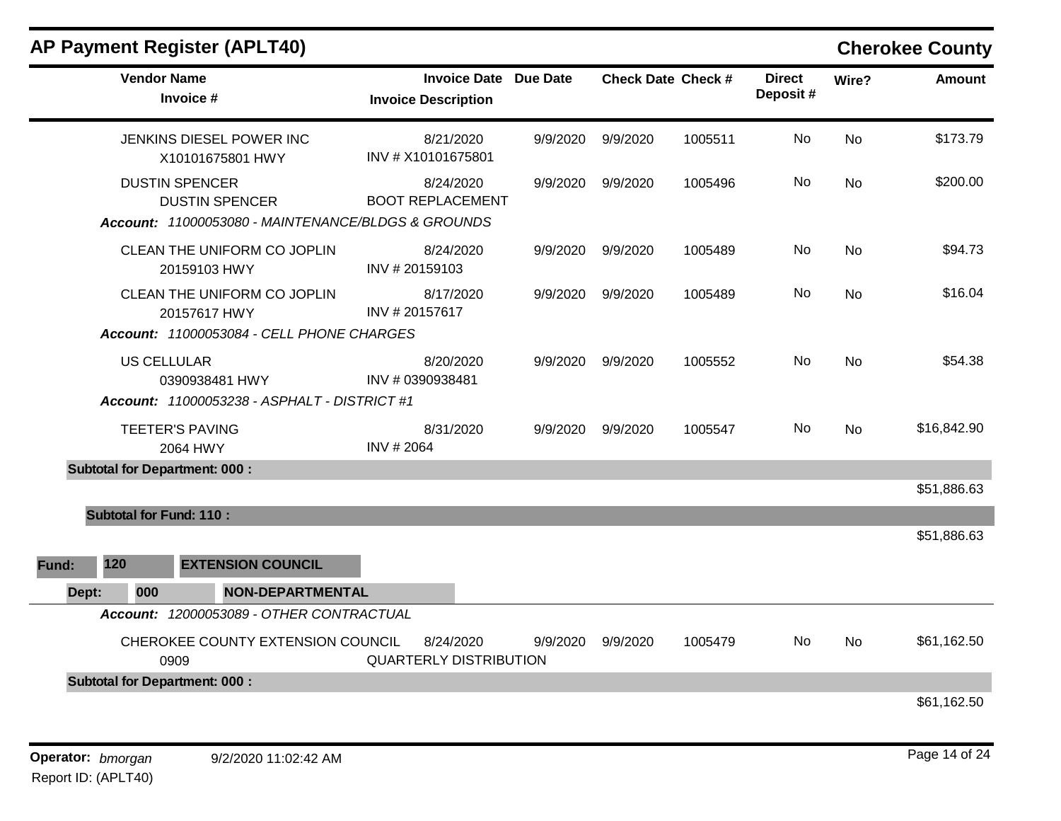# AP Payment Register (APLT40)

**Cherokee County**

| Vendor Name / Invoice # | Invoice Date / Invoice Description | Due Date | Check Date | Check # | Direct Deposit # | Wire? | Amount |
|---|---|---|---|---|---|---|---|
| JENKINS DIESEL POWER INC<br>X10101675801 HWY | 8/21/2020<br>INV # X10101675801 | 9/9/2020 | 9/9/2020 | 1005511 | No | No | $173.79 |
| DUSTIN SPENCER<br>DUSTIN SPENCER | 8/24/2020<br>BOOT REPLACEMENT | 9/9/2020 | 9/9/2020 | 1005496 | No | No | $200.00 |
| ***Account: 11000053080 - MAINTENANCE/BLDGS & GROUNDS*** | | | | | | | |
| CLEAN THE UNIFORM CO JOPLIN<br>20159103 HWY | 8/24/2020<br>INV # 20159103 | 9/9/2020 | 9/9/2020 | 1005489 | No | No | $94.73 |
| CLEAN THE UNIFORM CO JOPLIN<br>20157617 HWY | 8/17/2020<br>INV # 20157617 | 9/9/2020 | 9/9/2020 | 1005489 | No | No | $16.04 |
| ***Account: 11000053084 - CELL PHONE CHARGES*** | | | | | | | |
| US CELLULAR<br>0390938481 HWY | 8/20/2020<br>INV # 0390938481 | 9/9/2020 | 9/9/2020 | 1005552 | No | No | $54.38 |
| ***Account: 11000053238 - ASPHALT - DISTRICT #1*** | | | | | | | |
| TEETER'S PAVING<br>2064 HWY | 8/31/2020<br>INV # 2064 | 9/9/2020 | 9/9/2020 | 1005547 | No | No | $16,842.90 |
| **Subtotal for Department: 000 :** | | | | | | | $51,886.63 |
| **Subtotal for Fund: 110 :** | | | | | | | $51,886.63 |

**Fund: 120 EXTENSION COUNCIL**

**Dept: 000 NON-DEPARTMENTAL**

| Vendor Name / Invoice # | Invoice Date / Invoice Description | Due Date | Check Date | Check # | Direct Deposit # | Wire? | Amount |
|---|---|---|---|---|---|---|---|
| ***Account: 12000053089 - OTHER CONTRACTUAL*** | | | | | | | |
| CHEROKEE COUNTY EXTENSION COUNCIL<br>0909 | 8/24/2020<br>QUARTERLY DISTRIBUTION | 9/9/2020 | 9/9/2020 | 1005479 | No | No | $61,162.50 |
| **Subtotal for Department: 000 :** | | | | | | | $61,162.50 |

**Operator:** *bmorgan* 9/2/2020 11:02:42 AM
Report ID: (APLT40)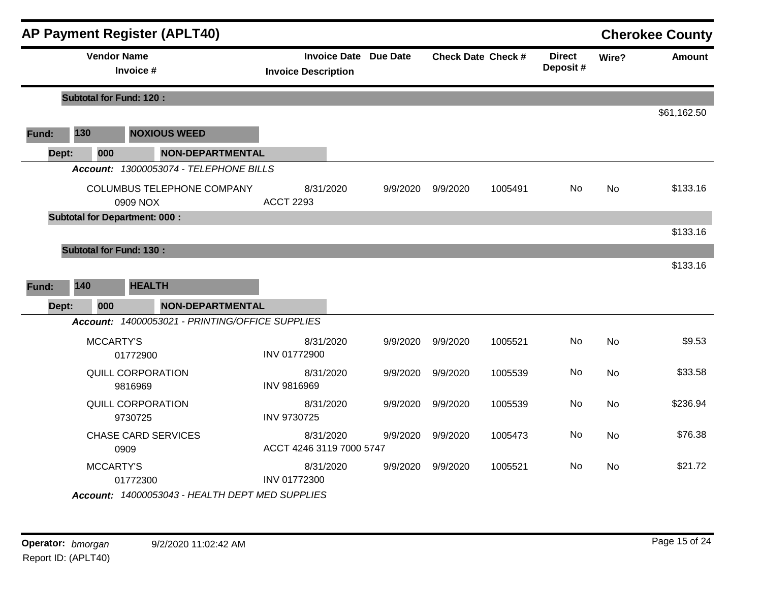## AP Payment Register (APLT40)

**Cherokee County**

| Vendor Name / Invoice # | Invoice Date / Invoice Description | Due Date | Check Date | Check # | Direct Deposit # | Wire? | Amount |
|---|---|---|---|---|---|---|---|
| **Subtotal for Fund: 120 :** | | | | | | | $61,162.50 |
| **Fund: 130 NOXIOUS WEED** | | | | | | | |
| **Dept: 000 NON-DEPARTMENTAL** | | | | | | | |
| ***Account: 13000053074 - TELEPHONE BILLS*** | | | | | | | |
| COLUMBUS TELEPHONE COMPANY<br>0909 NOX | 8/31/2020<br>ACCT 2293 | 9/9/2020 | 9/9/2020 | 1005491 | No | No | $133.16 |
| **Subtotal for Department: 000 :** | | | | | | | $133.16 |
| **Subtotal for Fund: 130 :** | | | | | | | $133.16 |
| **Fund: 140 HEALTH** | | | | | | | |
| **Dept: 000 NON-DEPARTMENTAL** | | | | | | | |
| ***Account: 14000053021 - PRINTING/OFFICE SUPPLIES*** | | | | | | | |
| MCCARTY'S<br>01772900 | 8/31/2020<br>INV 01772900 | 9/9/2020 | 9/9/2020 | 1005521 | No | No | $9.53 |
| QUILL CORPORATION<br>9816969 | 8/31/2020<br>INV 9816969 | 9/9/2020 | 9/9/2020 | 1005539 | No | No | $33.58 |
| QUILL CORPORATION<br>9730725 | 8/31/2020<br>INV 9730725 | 9/9/2020 | 9/9/2020 | 1005539 | No | No | $236.94 |
| CHASE CARD SERVICES<br>0909 | 8/31/2020<br>ACCT 4246 3119 7000 5747 | 9/9/2020 | 9/9/2020 | 1005473 | No | No | $76.38 |
| MCCARTY'S<br>01772300 | 8/31/2020<br>INV 01772300 | 9/9/2020 | 9/9/2020 | 1005521 | No | No | $21.72 |
| ***Account: 14000053043 - HEALTH DEPT MED SUPPLIES*** | | | | | | | |

**Operator:** *bmorgan* 9/2/2020 11:02:42 AM
Report ID: (APLT40)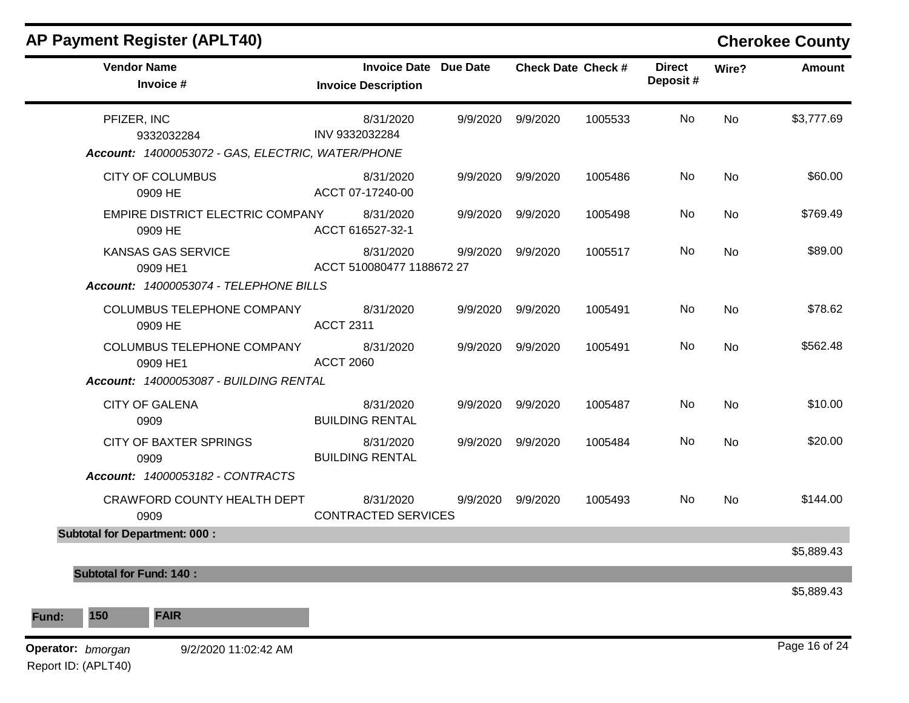## AP Payment Register (APLT40)

**Cherokee County**

| Vendor Name / Invoice # | Invoice Date / Invoice Description | Due Date | Check Date | Check # | Direct Deposit # | Wire? | Amount |
|---|---|---|---|---|---|---|---|
| PFIZER, INC<br>9332032284 | 8/31/2020<br>INV 9332032284 | 9/9/2020 | 9/9/2020 | 1005533 | No | No | $3,777.69 |
| ***Account: 14000053072 - GAS, ELECTRIC, WATER/PHONE*** | | | | | | | |
| CITY OF COLUMBUS<br>0909 HE | 8/31/2020<br>ACCT 07-17240-00 | 9/9/2020 | 9/9/2020 | 1005486 | No | No | $60.00 |
| EMPIRE DISTRICT ELECTRIC COMPANY<br>0909 HE | 8/31/2020<br>ACCT 616527-32-1 | 9/9/2020 | 9/9/2020 | 1005498 | No | No | $769.49 |
| KANSAS GAS SERVICE<br>0909 HE1 | 8/31/2020<br>ACCT 510080477 1188672 27 | 9/9/2020 | 9/9/2020 | 1005517 | No | No | $89.00 |
| ***Account: 14000053074 - TELEPHONE BILLS*** | | | | | | | |
| COLUMBUS TELEPHONE COMPANY<br>0909 HE | 8/31/2020<br>ACCT 2311 | 9/9/2020 | 9/9/2020 | 1005491 | No | No | $78.62 |
| COLUMBUS TELEPHONE COMPANY<br>0909 HE1 | 8/31/2020<br>ACCT 2060 | 9/9/2020 | 9/9/2020 | 1005491 | No | No | $562.48 |
| ***Account: 14000053087 - BUILDING RENTAL*** | | | | | | | |
| CITY OF GALENA<br>0909 | 8/31/2020<br>BUILDING RENTAL | 9/9/2020 | 9/9/2020 | 1005487 | No | No | $10.00 |
| CITY OF BAXTER SPRINGS<br>0909 | 8/31/2020<br>BUILDING RENTAL | 9/9/2020 | 9/9/2020 | 1005484 | No | No | $20.00 |
| ***Account: 14000053182 - CONTRACTS*** | | | | | | | |
| CRAWFORD COUNTY HEALTH DEPT<br>0909 | 8/31/2020<br>CONTRACTED SERVICES | 9/9/2020 | 9/9/2020 | 1005493 | No | No | $144.00 |
| **Subtotal for Department: 000 :** | | | | | | | $5,889.43 |
| **Subtotal for Fund: 140 :** | | | | | | | $5,889.43 |

**Fund: 150 FAIR**

**Operator:** *bmorgan* 9/2/2020 11:02:42 AM
Report ID: (APLT40)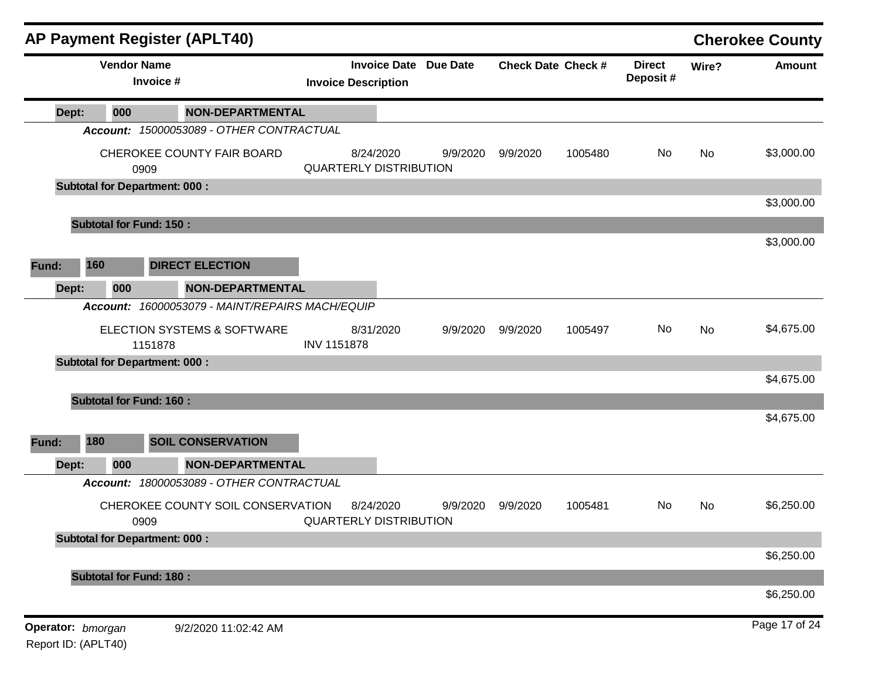# AP Payment Register (APLT40)

**Cherokee County**

| Vendor Name / Invoice # | Invoice Date / Invoice Description | Due Date | Check Date | Check # | Direct Deposit # | Wire? | Amount |
|---|---|---|---|---|---|---|---|
| **Dept: 000 NON-DEPARTMENTAL** | | | | | | | |
| ***Account: 15000053089 - OTHER CONTRACTUAL*** | | | | | | | |
| CHEROKEE COUNTY FAIR BOARD<br>0909 | 8/24/2020<br>QUARTERLY DISTRIBUTION | 9/9/2020 | 9/9/2020 | 1005480 | No | No | $3,000.00 |
| **Subtotal for Department: 000 :** | | | | | | | $3,000.00 |
| **Subtotal for Fund: 150 :** | | | | | | | $3,000.00 |
| **Fund: 160 DIRECT ELECTION** | | | | | | | |
| **Dept: 000 NON-DEPARTMENTAL** | | | | | | | |
| ***Account: 16000053079 - MAINT/REPAIRS MACH/EQUIP*** | | | | | | | |
| ELECTION SYSTEMS & SOFTWARE<br>1151878 | 8/31/2020<br>INV 1151878 | 9/9/2020 | 9/9/2020 | 1005497 | No | No | $4,675.00 |
| **Subtotal for Department: 000 :** | | | | | | | $4,675.00 |
| **Subtotal for Fund: 160 :** | | | | | | | $4,675.00 |
| **Fund: 180 SOIL CONSERVATION** | | | | | | | |
| **Dept: 000 NON-DEPARTMENTAL** | | | | | | | |
| ***Account: 18000053089 - OTHER CONTRACTUAL*** | | | | | | | |
| CHEROKEE COUNTY SOIL CONSERVATION<br>0909 | 8/24/2020<br>QUARTERLY DISTRIBUTION | 9/9/2020 | 9/9/2020 | 1005481 | No | No | $6,250.00 |
| **Subtotal for Department: 000 :** | | | | | | | $6,250.00 |
| **Subtotal for Fund: 180 :** | | | | | | | $6,250.00 |

**Operator:** *bmorgan* 9/2/2020 11:02:42 AM

Report ID: (APLT40)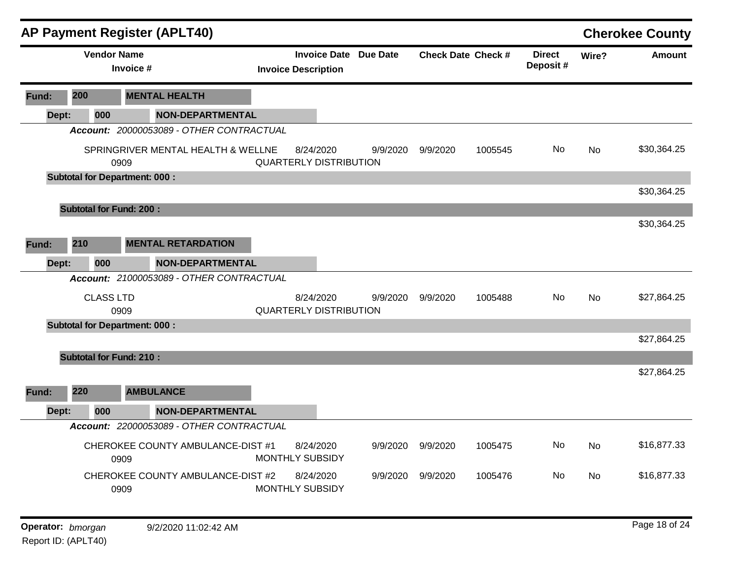## AP Payment Register (APLT40)

**Cherokee County**

| Vendor Name / Invoice # | Invoice Date / Invoice Description | Due Date | Check Date | Check # | Direct Deposit # | Wire? | Amount |
|---|---|---|---|---|---|---|---|
| **Fund: 200 MENTAL HEALTH** | | | | | | | |
| **Dept: 000 NON-DEPARTMENTAL** | | | | | | | |
| ***Account:*** *20000053089 - OTHER CONTRACTUAL* | | | | | | | |
| SPRINGRIVER MENTAL HEALTH & WELLNE<br>0909 | 8/24/2020<br>QUARTERLY DISTRIBUTION | 9/9/2020 | 9/9/2020 | 1005545 | No | No | $30,364.25 |
| **Subtotal for Department: 000 :** | | | | | | | $30,364.25 |
| **Subtotal for Fund: 200 :** | | | | | | | $30,364.25 |
| **Fund: 210 MENTAL RETARDATION** | | | | | | | |
| **Dept: 000 NON-DEPARTMENTAL** | | | | | | | |
| ***Account:*** *21000053089 - OTHER CONTRACTUAL* | | | | | | | |
| CLASS LTD<br>0909 | 8/24/2020<br>QUARTERLY DISTRIBUTION | 9/9/2020 | 9/9/2020 | 1005488 | No | No | $27,864.25 |
| **Subtotal for Department: 000 :** | | | | | | | $27,864.25 |
| **Subtotal for Fund: 210 :** | | | | | | | $27,864.25 |
| **Fund: 220 AMBULANCE** | | | | | | | |
| **Dept: 000 NON-DEPARTMENTAL** | | | | | | | |
| ***Account:*** *22000053089 - OTHER CONTRACTUAL* | | | | | | | |
| CHEROKEE COUNTY AMBULANCE-DIST #1<br>0909 | 8/24/2020<br>MONTHLY SUBSIDY | 9/9/2020 | 9/9/2020 | 1005475 | No | No | $16,877.33 |
| CHEROKEE COUNTY AMBULANCE-DIST #2<br>0909 | 8/24/2020<br>MONTHLY SUBSIDY | 9/9/2020 | 9/9/2020 | 1005476 | No | No | $16,877.33 |

**Operator:** *bmorgan* 9/2/2020 11:02:42 AM
Report ID: (APLT40)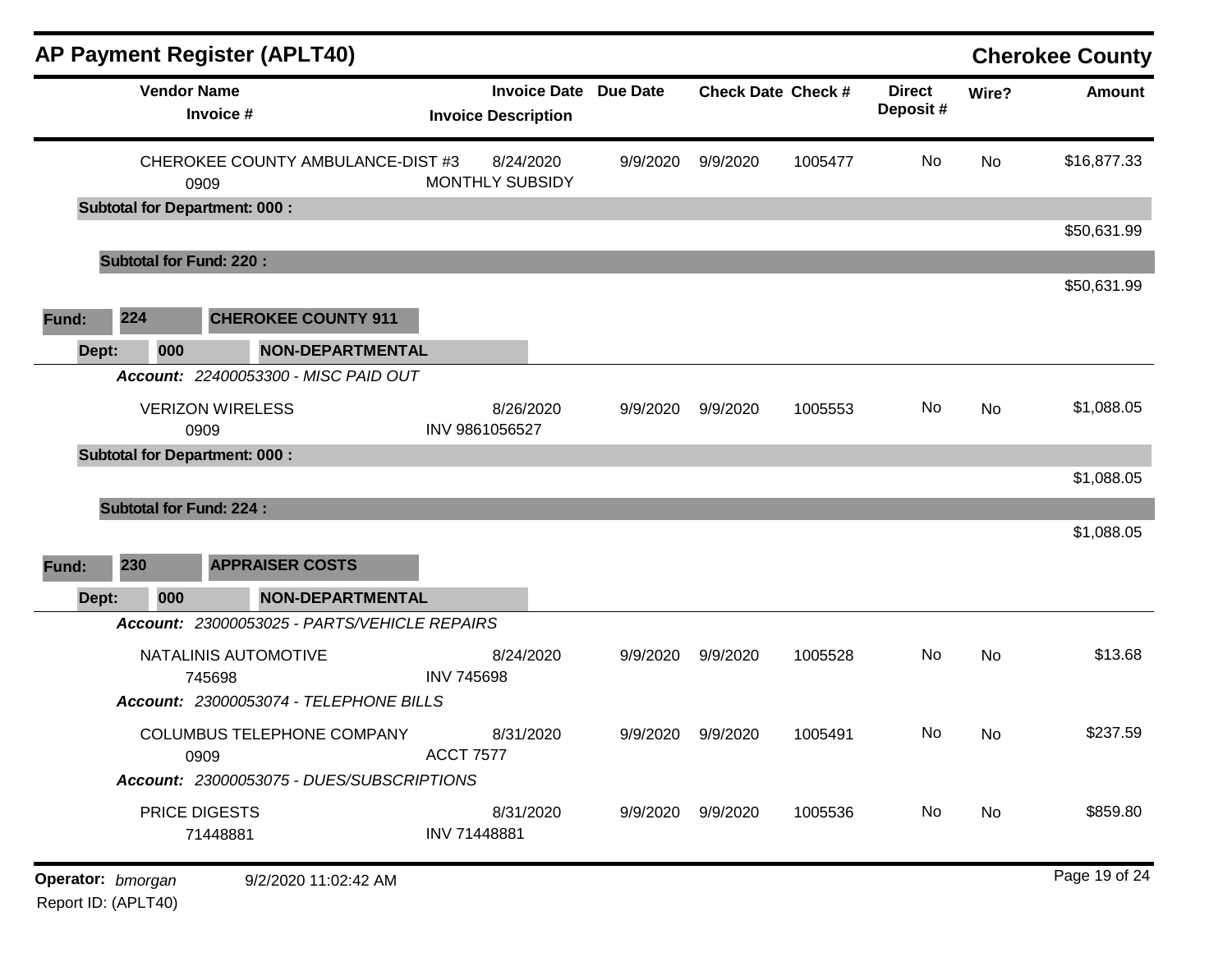## AP Payment Register (APLT40)

**Cherokee County**

| Vendor Name / Invoice # | Invoice Date / Invoice Description | Due Date | Check Date | Check # | Direct Deposit # | Wire? | Amount |
|---|---|---|---|---|---|---|---|
| CHEROKEE COUNTY AMBULANCE-DIST #3 / 0909 | 8/24/2020 / MONTHLY SUBSIDY | 9/9/2020 | 9/9/2020 | 1005477 | No | No | $16,877.33 |
| **Subtotal for Department: 000 :** | | | | | | | $50,631.99 |
| **Subtotal for Fund: 220 :** | | | | | | | $50,631.99 |

**Fund: 224 CHEROKEE COUNTY 911**

**Dept: 000 NON-DEPARTMENTAL**

***Account:*** *22400053300 - MISC PAID OUT*

| Vendor Name / Invoice # | Invoice Date / Invoice Description | Due Date | Check Date | Check # | Direct Deposit # | Wire? | Amount |
|---|---|---|---|---|---|---|---|
| VERIZON WIRELESS / 0909 | 8/26/2020 / INV 9861056527 | 9/9/2020 | 9/9/2020 | 1005553 | No | No | $1,088.05 |
| **Subtotal for Department: 000 :** | | | | | | | $1,088.05 |
| **Subtotal for Fund: 224 :** | | | | | | | $1,088.05 |

**Fund: 230 APPRAISER COSTS**

**Dept: 000 NON-DEPARTMENTAL**

| Vendor Name / Invoice # | Invoice Date / Invoice Description | Due Date | Check Date | Check # | Direct Deposit # | Wire? | Amount |
|---|---|---|---|---|---|---|---|
| ***Account:*** *23000053025 - PARTS/VEHICLE REPAIRS* | | | | | | | |
| NATALINIS AUTOMOTIVE / 745698 | 8/24/2020 / INV 745698 | 9/9/2020 | 9/9/2020 | 1005528 | No | No | $13.68 |
| ***Account:*** *23000053074 - TELEPHONE BILLS* | | | | | | | |
| COLUMBUS TELEPHONE COMPANY / 0909 | 8/31/2020 / ACCT 7577 | 9/9/2020 | 9/9/2020 | 1005491 | No | No | $237.59 |
| ***Account:*** *23000053075 - DUES/SUBSCRIPTIONS* | | | | | | | |
| PRICE DIGESTS / 71448881 | 8/31/2020 / INV 71448881 | 9/9/2020 | 9/9/2020 | 1005536 | No | No | $859.80 |

**Operator:** *bmorgan* 9/2/2020 11:02:42 AM

Report ID: (APLT40)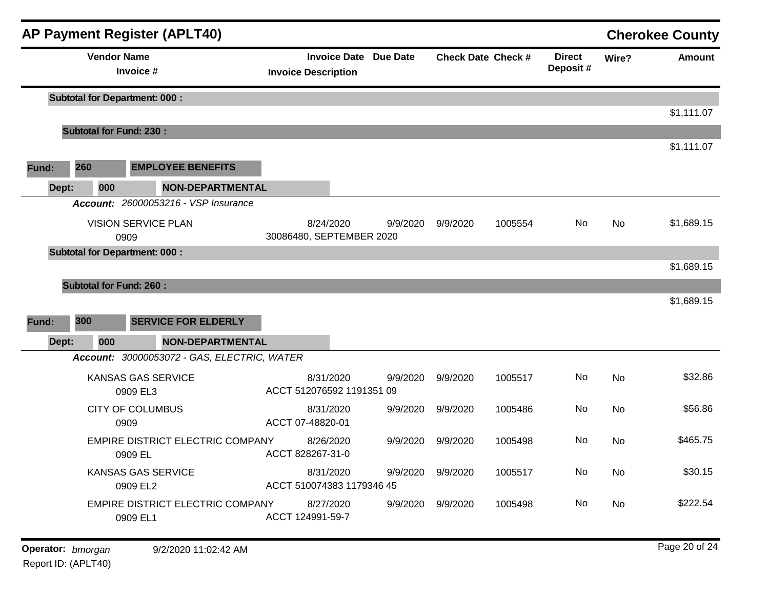# AP Payment Register (APLT40)

**Cherokee County**

| Vendor Name / Invoice # | Invoice Date / Invoice Description | Due Date | Check Date | Check # | Direct Deposit # | Wire? | Amount |
|---|---|---|---|---|---|---|---|
| **Subtotal for Department: 000 :** | | | | | | | $1,111.07 |
| **Subtotal for Fund: 230 :** | | | | | | | $1,111.07 |

**Fund: 260 EMPLOYEE BENEFITS**

**Dept: 000 NON-DEPARTMENTAL**

***Account:*** *26000053216 - VSP Insurance*

| Vendor Name / Invoice # | Invoice Date / Invoice Description | Due Date | Check Date | Check # | Direct Deposit # | Wire? | Amount |
|---|---|---|---|---|---|---|---|
| VISION SERVICE PLAN<br>0909 | 8/24/2020<br>30086480, SEPTEMBER 2020 | 9/9/2020 | 9/9/2020 | 1005554 | No | No | $1,689.15 |
| **Subtotal for Department: 000 :** | | | | | | | $1,689.15 |
| **Subtotal for Fund: 260 :** | | | | | | | $1,689.15 |

**Fund: 300 SERVICE FOR ELDERLY**

**Dept: 000 NON-DEPARTMENTAL**

***Account:*** *30000053072 - GAS, ELECTRIC, WATER*

| Vendor Name / Invoice # | Invoice Date / Invoice Description | Due Date | Check Date | Check # | Direct Deposit # | Wire? | Amount |
|---|---|---|---|---|---|---|---|
| KANSAS GAS SERVICE<br>0909 EL3 | 8/31/2020<br>ACCT 512076592 1191351 09 | 9/9/2020 | 9/9/2020 | 1005517 | No | No | $32.86 |
| CITY OF COLUMBUS<br>0909 | 8/31/2020<br>ACCT 07-48820-01 | 9/9/2020 | 9/9/2020 | 1005486 | No | No | $56.86 |
| EMPIRE DISTRICT ELECTRIC COMPANY<br>0909 EL | 8/26/2020<br>ACCT 828267-31-0 | 9/9/2020 | 9/9/2020 | 1005498 | No | No | $465.75 |
| KANSAS GAS SERVICE<br>0909 EL2 | 8/31/2020<br>ACCT 510074383 1179346 45 | 9/9/2020 | 9/9/2020 | 1005517 | No | No | $30.15 |
| EMPIRE DISTRICT ELECTRIC COMPANY<br>0909 EL1 | 8/27/2020<br>ACCT 124991-59-7 | 9/9/2020 | 9/9/2020 | 1005498 | No | No | $222.54 |

**Operator:** *bmorgan* 9/2/2020 11:02:42 AM

Report ID: (APLT40)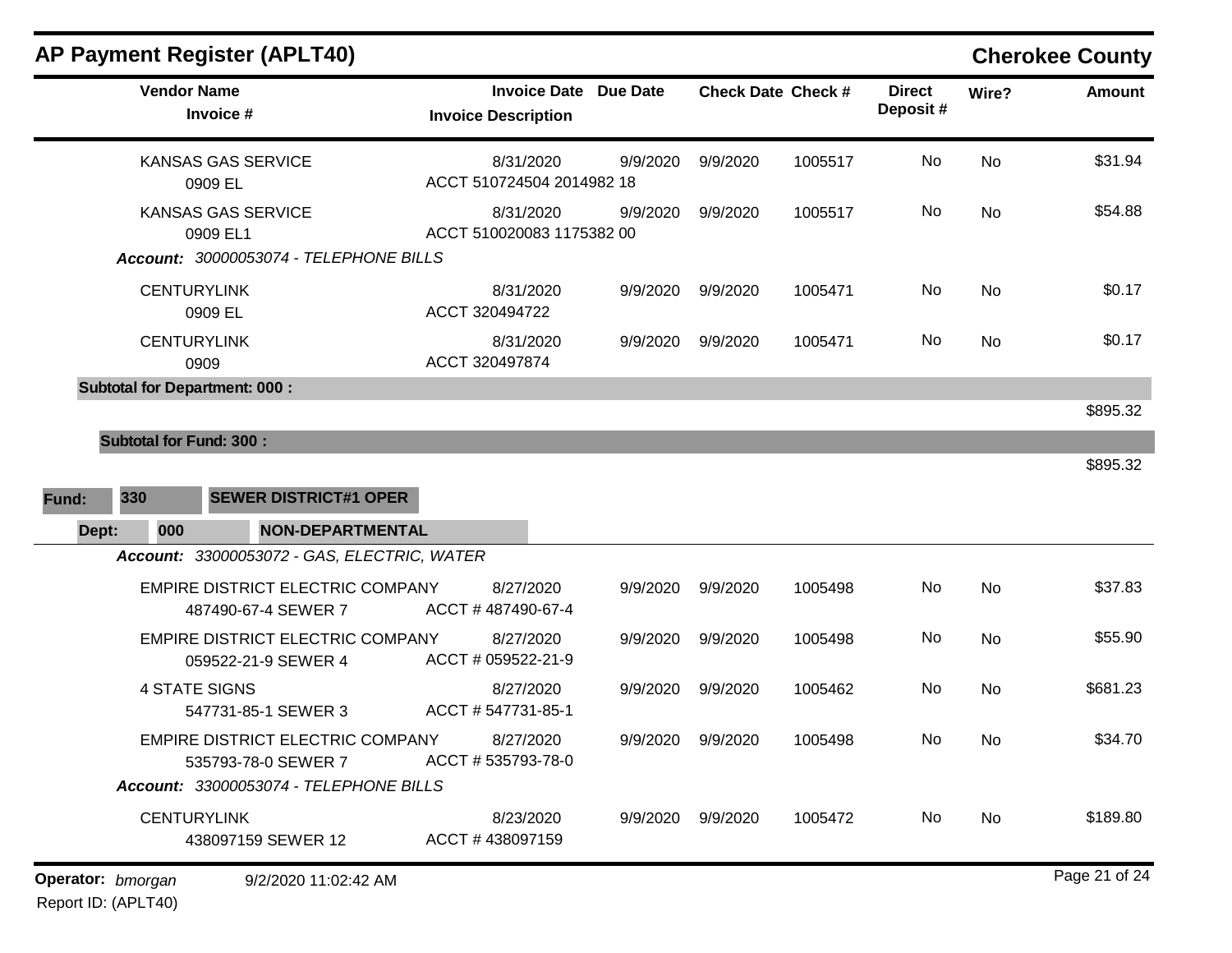## AP Payment Register (APLT40)

**Cherokee County**

| Vendor Name / Invoice # | Invoice Date / Invoice Description | Due Date | Check Date | Check # | Direct Deposit # | Wire? | Amount |
|---|---|---|---|---|---|---|---|
| KANSAS GAS SERVICE<br>0909 EL | 8/31/2020<br>ACCT 510724504 2014982 18 | 9/9/2020 | 9/9/2020 | 1005517 | No | No | $31.94 |
| KANSAS GAS SERVICE<br>0909 EL1 | 8/31/2020<br>ACCT 510020083 1175382 00 | 9/9/2020 | 9/9/2020 | 1005517 | No | No | $54.88 |
| ***Account:*** *30000053074 - TELEPHONE BILLS* | | | | | | | |
| CENTURYLINK<br>0909 EL | 8/31/2020<br>ACCT 320494722 | 9/9/2020 | 9/9/2020 | 1005471 | No | No | $0.17 |
| CENTURYLINK<br>0909 | 8/31/2020<br>ACCT 320497874 | 9/9/2020 | 9/9/2020 | 1005471 | No | No | $0.17 |
| **Subtotal for Department: 000 :** | | | | | | | $895.32 |
| **Subtotal for Fund: 300 :** | | | | | | | $895.32 |

**Fund:** **330** **SEWER DISTRICT#1 OPER**

**Dept:** **000** **NON-DEPARTMENTAL**

| Vendor Name / Invoice # | Invoice Date / Invoice Description | Due Date | Check Date | Check # | Direct Deposit # | Wire? | Amount |
|---|---|---|---|---|---|---|---|
| ***Account:*** *33000053072 - GAS, ELECTRIC, WATER* | | | | | | | |
| EMPIRE DISTRICT ELECTRIC COMPANY<br>487490-67-4 SEWER 7 | 8/27/2020<br>ACCT # 487490-67-4 | 9/9/2020 | 9/9/2020 | 1005498 | No | No | $37.83 |
| EMPIRE DISTRICT ELECTRIC COMPANY<br>059522-21-9 SEWER 4 | 8/27/2020<br>ACCT # 059522-21-9 | 9/9/2020 | 9/9/2020 | 1005498 | No | No | $55.90 |
| 4 STATE SIGNS<br>547731-85-1 SEWER 3 | 8/27/2020<br>ACCT # 547731-85-1 | 9/9/2020 | 9/9/2020 | 1005462 | No | No | $681.23 |
| EMPIRE DISTRICT ELECTRIC COMPANY<br>535793-78-0 SEWER 7 | 8/27/2020<br>ACCT # 535793-78-0 | 9/9/2020 | 9/9/2020 | 1005498 | No | No | $34.70 |
| ***Account:*** *33000053074 - TELEPHONE BILLS* | | | | | | | |
| CENTURYLINK<br>438097159 SEWER 12 | 8/23/2020<br>ACCT # 438097159 | 9/9/2020 | 9/9/2020 | 1005472 | No | No | $189.80 |

**Operator:** *bmorgan* 9/2/2020 11:02:42 AM

Report ID: (APLT40)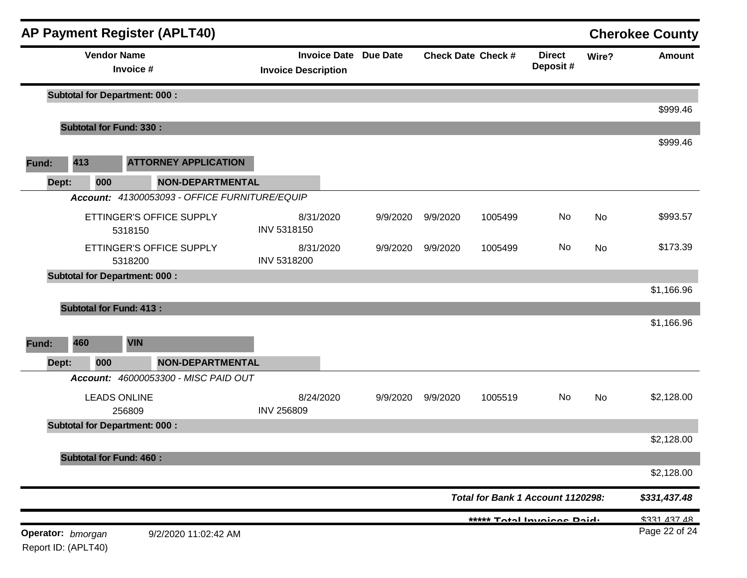## AP Payment Register (APLT40) — Cherokee County

| Vendor Name / Invoice # | Invoice Date / Invoice Description | Due Date | Check Date | Check # | Direct Deposit # | Wire? | Amount |
|---|---|---|---|---|---|---|---|
| **Subtotal for Department: 000 :** | | | | | | | $999.46 |
| **Subtotal for Fund: 330 :** | | | | | | | $999.46 |
| **Fund: 413 ATTORNEY APPLICATION** | | | | | | | |
| **Dept: 000 NON-DEPARTMENTAL** | | | | | | | |
| ***Account:*** *41300053093 - OFFICE FURNITURE/EQUIP* | | | | | | | |
| ETTINGER'S OFFICE SUPPLY 5318150 | 8/31/2020 INV 5318150 | 9/9/2020 | 9/9/2020 | 1005499 | No | No | $993.57 |
| ETTINGER'S OFFICE SUPPLY 5318200 | 8/31/2020 INV 5318200 | 9/9/2020 | 9/9/2020 | 1005499 | No | No | $173.39 |
| **Subtotal for Department: 000 :** | | | | | | | $1,166.96 |
| **Subtotal for Fund: 413 :** | | | | | | | $1,166.96 |
| **Fund: 460 VIN** | | | | | | | |
| **Dept: 000 NON-DEPARTMENTAL** | | | | | | | |
| ***Account:*** *46000053300 - MISC PAID OUT* | | | | | | | |
| LEADS ONLINE 256809 | 8/24/2020 INV 256809 | 9/9/2020 | 9/9/2020 | 1005519 | No | No | $2,128.00 |
| **Subtotal for Department: 000 :** | | | | | | | $2,128.00 |
| **Subtotal for Fund: 460 :** | | | | | | | $2,128.00 |
| ***Total for Bank 1 Account 1120298:*** | | | | | | | ***$331,437.48*** |
| ***\*\*\*\*\* Total Invoices Paid:*** | | | | | | | ***$331,437.48*** |

**Operator:** *bmorgan* 9/2/2020 11:02:42 AM

Report ID: (APLT40)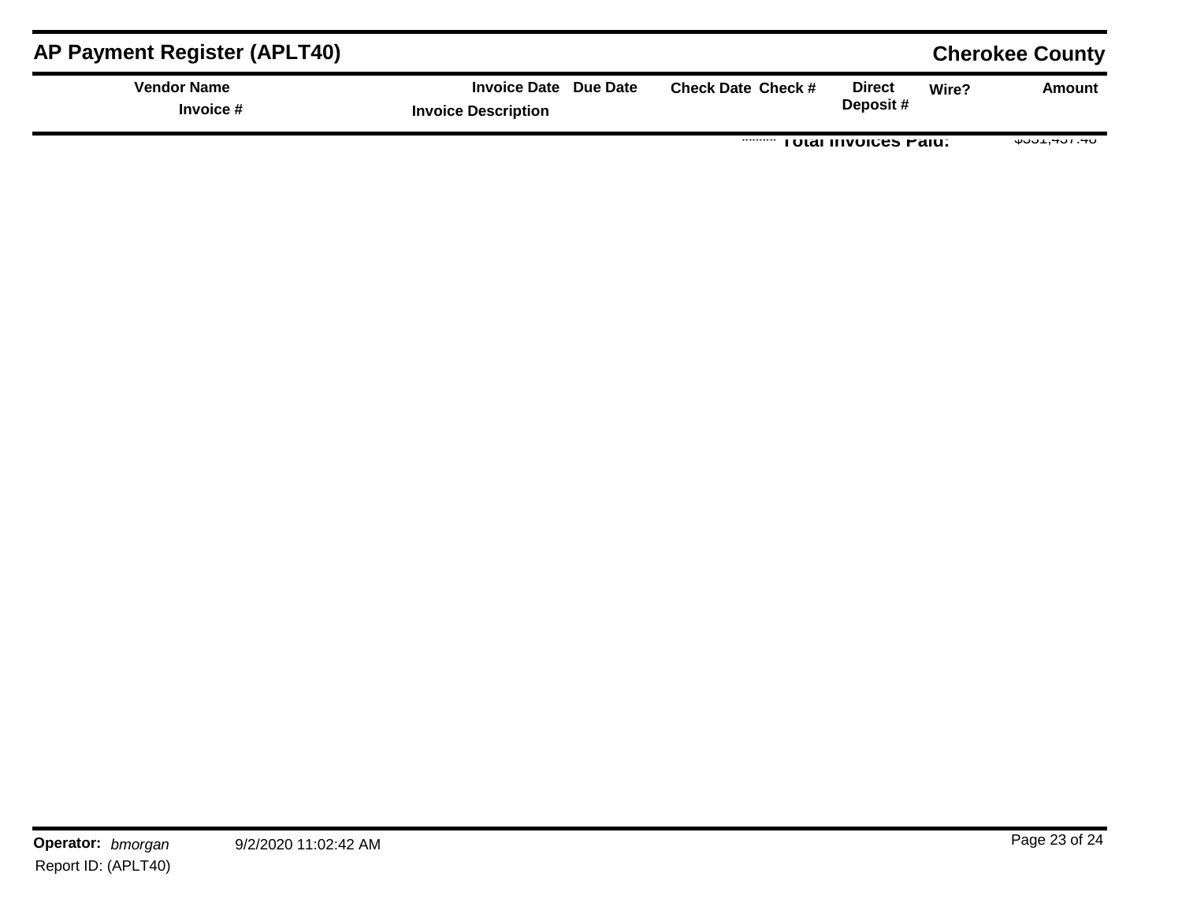# AP Payment Register (APLT40)

## Cherokee County

| Vendor Name / Invoice # | Invoice Date / Invoice Description | Due Date | Check Date | Check # | Direct Deposit # | Wire? | Amount |
|---|---|---|---|---|---|---|---|
| | | | | **Total Invoices Paid:** | | | $331,437.48 |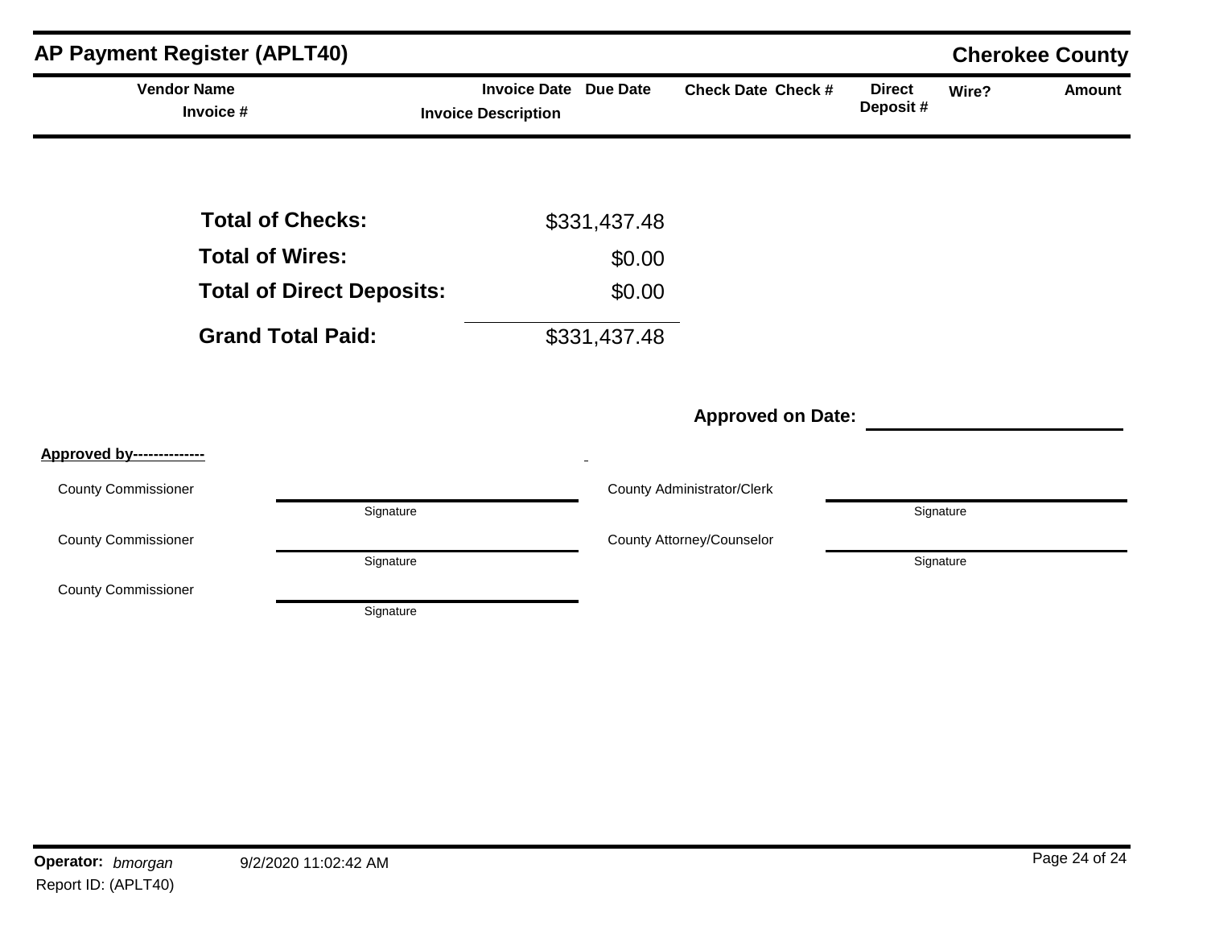## AP Payment Register (APLT40)

**Cherokee County**

| Vendor Name / Invoice # | Invoice Date / Invoice Description | Due Date | Check Date | Check # | Direct Deposit # | Wire? | Amount |
|---|---|---|---|---|---|---|---|

| | |
|---|---|
| **Total of Checks:** | $331,437.48 |
| **Total of Wires:** | $0.00 |
| **Total of Direct Deposits:** | $0.00 |
| **Grand Total Paid:** | $331,437.48 |

**Approved on Date:** ______________________

**Approved by--------------**

County Commissioner ______________________ Signature

County Administrator/Clerk ______________________ Signature

County Commissioner ______________________ Signature

County Attorney/Counselor ______________________ Signature

County Commissioner ______________________ Signature

**Operator:** *bmorgan* 9/2/2020 11:02:42 AM

Report ID: (APLT40)